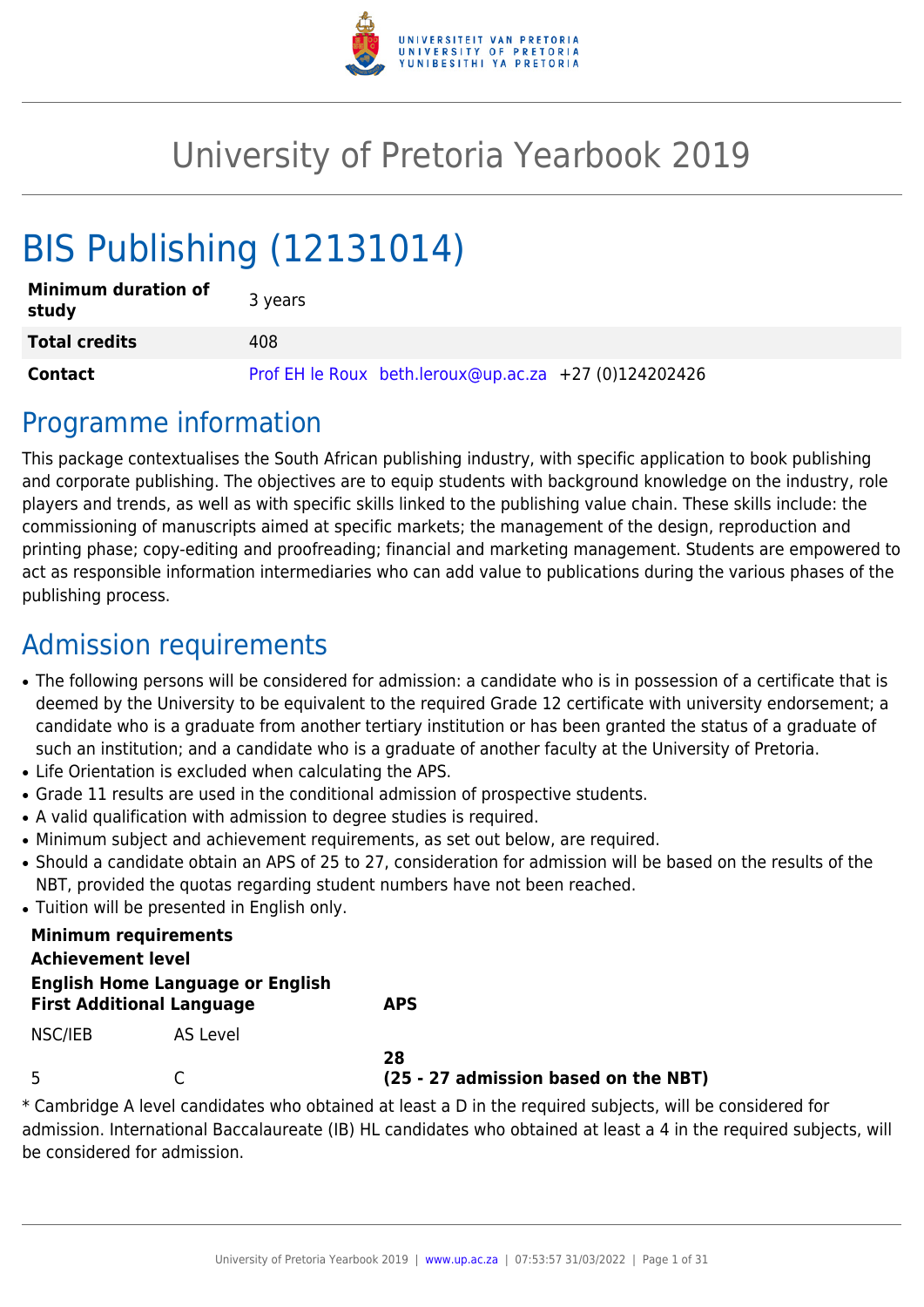# University of Pretoria Yearbook 2019

# BIS Publishing (12131014)

| | |
|---|---|
| **Minimum duration of study** | 3 years |
| **Total credits** | 408 |
| **Contact** | Prof EH le Roux beth.leroux@up.ac.za +27 (0)124202426 |

## Programme information

This package contextualises the South African publishing industry, with specific application to book publishing and corporate publishing. The objectives are to equip students with background knowledge on the industry, role players and trends, as well as with specific skills linked to the publishing value chain. These skills include: the commissioning of manuscripts aimed at specific markets; the management of the design, reproduction and printing phase; copy-editing and proofreading; financial and marketing management. Students are empowered to act as responsible information intermediaries who can add value to publications during the various phases of the publishing process.

## Admission requirements

- The following persons will be considered for admission: a candidate who is in possession of a certificate that is deemed by the University to be equivalent to the required Grade 12 certificate with university endorsement; a candidate who is a graduate from another tertiary institution or has been granted the status of a graduate of such an institution; and a candidate who is a graduate of another faculty at the University of Pretoria.
- Life Orientation is excluded when calculating the APS.
- Grade 11 results are used in the conditional admission of prospective students.
- A valid qualification with admission to degree studies is required.
- Minimum subject and achievement requirements, as set out below, are required.
- Should a candidate obtain an APS of 25 to 27, consideration for admission will be based on the results of the NBT, provided the quotas regarding student numbers have not been reached.
- Tuition will be presented in English only.

| **Minimum requirements** | | |
|---|---|---|
| **Achievement level** | | |
| **English Home Language or English First Additional Language** | | **APS** |
| NSC/IEB | AS Level | |
| 5 | C | **28 (25 - 27 admission based on the NBT)** |

* Cambridge A level candidates who obtained at least a D in the required subjects, will be considered for admission. International Baccalaureate (IB) HL candidates who obtained at least a 4 in the required subjects, will be considered for admission.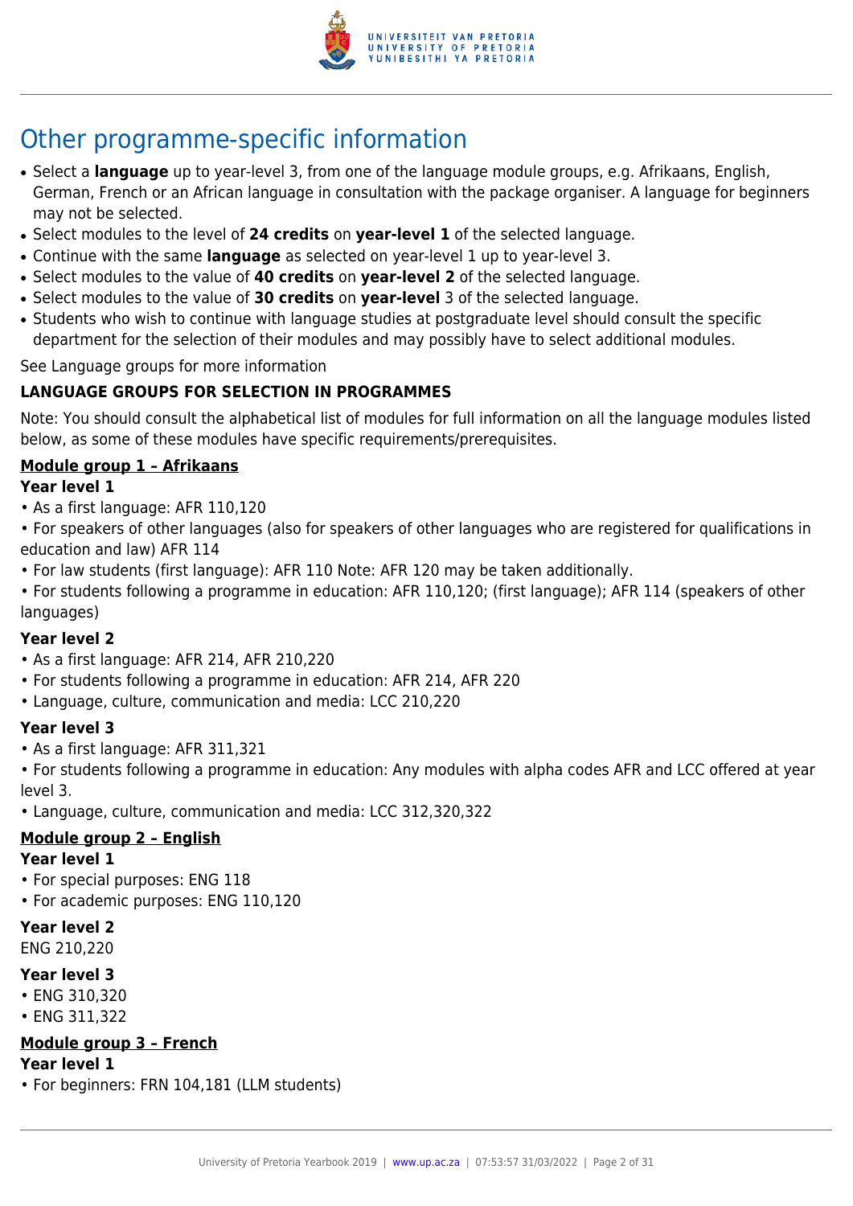# Other programme-specific information

- Select a **language** up to year-level 3, from one of the language module groups, e.g. Afrikaans, English, German, French or an African language in consultation with the package organiser. A language for beginners may not be selected.
- Select modules to the level of **24 credits** on **year-level 1** of the selected language.
- Continue with the same **language** as selected on year-level 1 up to year-level 3.
- Select modules to the value of **40 credits** on **year-level 2** of the selected language.
- Select modules to the value of **30 credits** on **year-level** 3 of the selected language.
- Students who wish to continue with language studies at postgraduate level should consult the specific department for the selection of their modules and may possibly have to select additional modules.

See Language groups for more information

**LANGUAGE GROUPS FOR SELECTION IN PROGRAMMES**

Note: You should consult the alphabetical list of modules for full information on all the language modules listed below, as some of these modules have specific requirements/prerequisites.

**Module group 1 – Afrikaans**

**Year level 1**

• As a first language: AFR 110,120

• For speakers of other languages (also for speakers of other languages who are registered for qualifications in education and law) AFR 114

• For law students (first language): AFR 110 Note: AFR 120 may be taken additionally.

• For students following a programme in education: AFR 110,120; (first language); AFR 114 (speakers of other languages)

**Year level 2**

• As a first language: AFR 214, AFR 210,220

• For students following a programme in education: AFR 214, AFR 220

• Language, culture, communication and media: LCC 210,220

**Year level 3**

• As a first language: AFR 311,321

• For students following a programme in education: Any modules with alpha codes AFR and LCC offered at year level 3.

• Language, culture, communication and media: LCC 312,320,322

**Module group 2 – English**

**Year level 1**

• For special purposes: ENG 118

• For academic purposes: ENG 110,120

**Year level 2**

ENG 210,220

**Year level 3**

• ENG 310,320

• ENG 311,322

**Module group 3 – French**

**Year level 1**

• For beginners: FRN 104,181 (LLM students)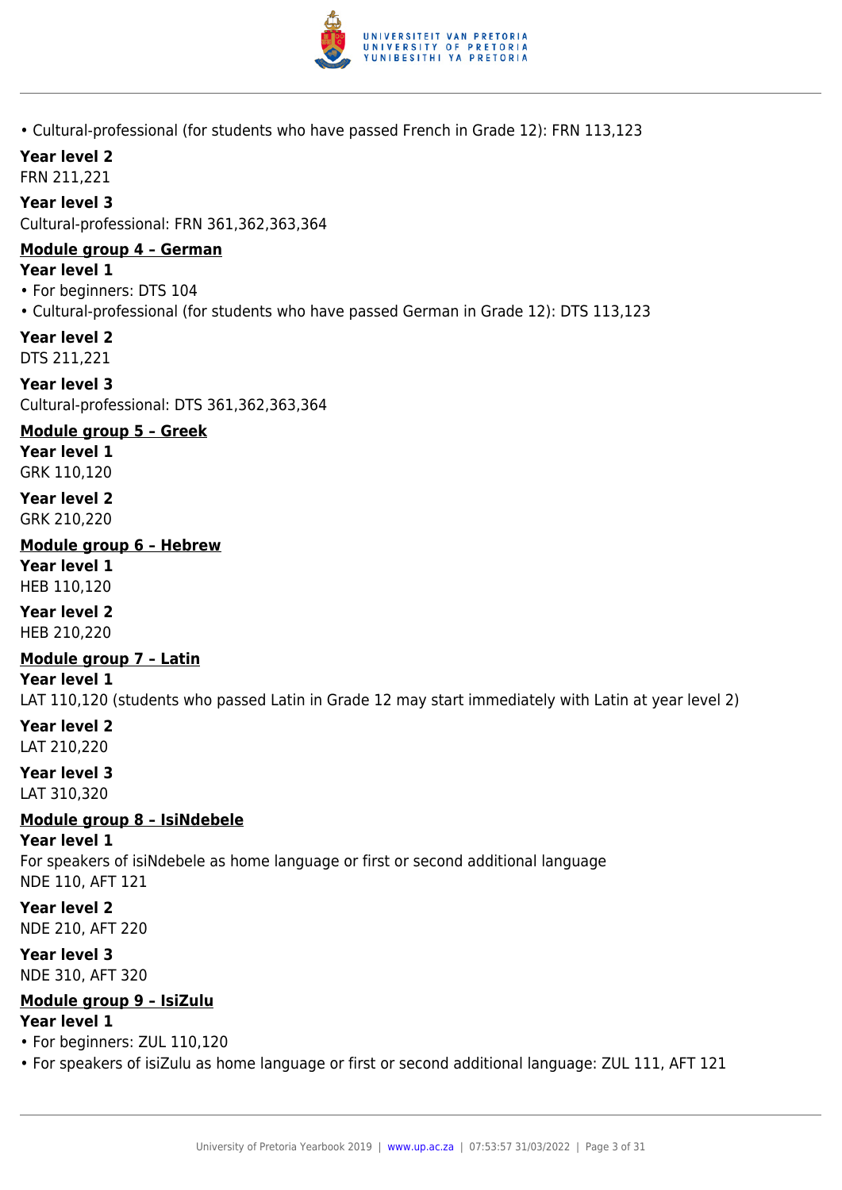- Cultural-professional (for students who have passed French in Grade 12): FRN 113,123

**Year level 2**
FRN 211,221

**Year level 3**
Cultural-professional: FRN 361,362,363,364

**Module group 4 – German**

**Year level 1**
- For beginners: DTS 104
- Cultural-professional (for students who have passed German in Grade 12): DTS 113,123

**Year level 2**
DTS 211,221

**Year level 3**
Cultural-professional: DTS 361,362,363,364

**Module group 5 – Greek**

**Year level 1**
GRK 110,120

**Year level 2**
GRK 210,220

**Module group 6 – Hebrew**

**Year level 1**
HEB 110,120

**Year level 2**
HEB 210,220

**Module group 7 – Latin**

**Year level 1**
LAT 110,120 (students who passed Latin in Grade 12 may start immediately with Latin at year level 2)

**Year level 2**
LAT 210,220

**Year level 3**
LAT 310,320

**Module group 8 – IsiNdebele**

**Year level 1**
For speakers of isiNdebele as home language or first or second additional language
NDE 110, AFT 121

**Year level 2**
NDE 210, AFT 220

**Year level 3**
NDE 310, AFT 320

**Module group 9 – IsiZulu**

**Year level 1**
- For beginners: ZUL 110,120
- For speakers of isiZulu as home language or first or second additional language: ZUL 111, AFT 121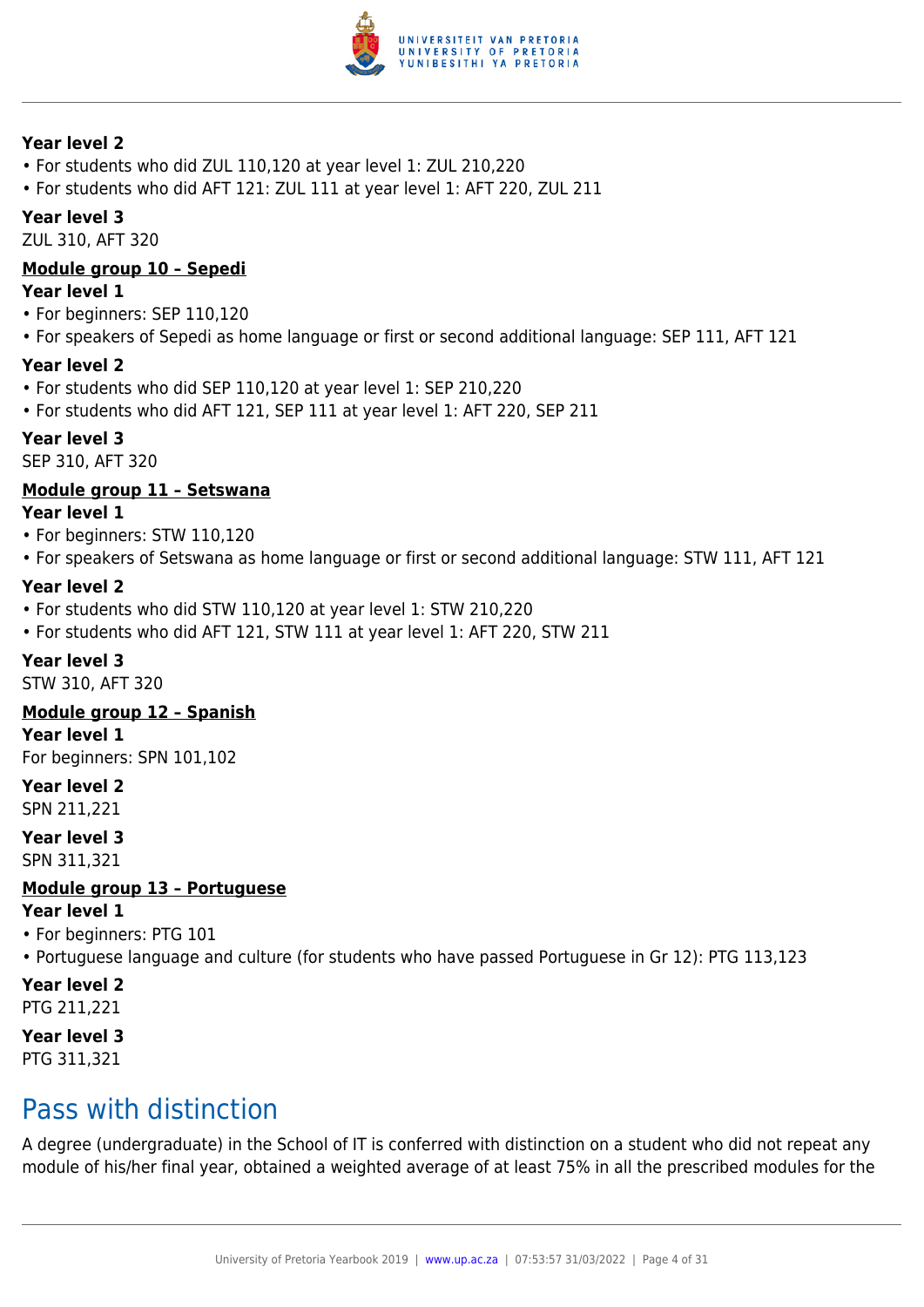**Year level 2**

- For students who did ZUL 110,120 at year level 1: ZUL 210,220
- For students who did AFT 121: ZUL 111 at year level 1: AFT 220, ZUL 211

**Year level 3**

ZUL 310, AFT 320

**Module group 10 – Sepedi**

**Year level 1**

- For beginners: SEP 110,120
- For speakers of Sepedi as home language or first or second additional language: SEP 111, AFT 121

**Year level 2**

- For students who did SEP 110,120 at year level 1: SEP 210,220
- For students who did AFT 121, SEP 111 at year level 1: AFT 220, SEP 211

**Year level 3**

SEP 310, AFT 320

**Module group 11 – Setswana**

**Year level 1**

- For beginners: STW 110,120
- For speakers of Setswana as home language or first or second additional language: STW 111, AFT 121

**Year level 2**

- For students who did STW 110,120 at year level 1: STW 210,220
- For students who did AFT 121, STW 111 at year level 1: AFT 220, STW 211

**Year level 3**

STW 310, AFT 320

**Module group 12 – Spanish**

**Year level 1**

For beginners: SPN 101,102

**Year level 2**

SPN 211,221

**Year level 3**

SPN 311,321

**Module group 13 – Portuguese**

**Year level 1**

- For beginners: PTG 101
- Portuguese language and culture (for students who have passed Portuguese in Gr 12): PTG 113,123

**Year level 2**

PTG 211,221

**Year level 3**

PTG 311,321

## Pass with distinction

A degree (undergraduate) in the School of IT is conferred with distinction on a student who did not repeat any module of his/her final year, obtained a weighted average of at least 75% in all the prescribed modules for the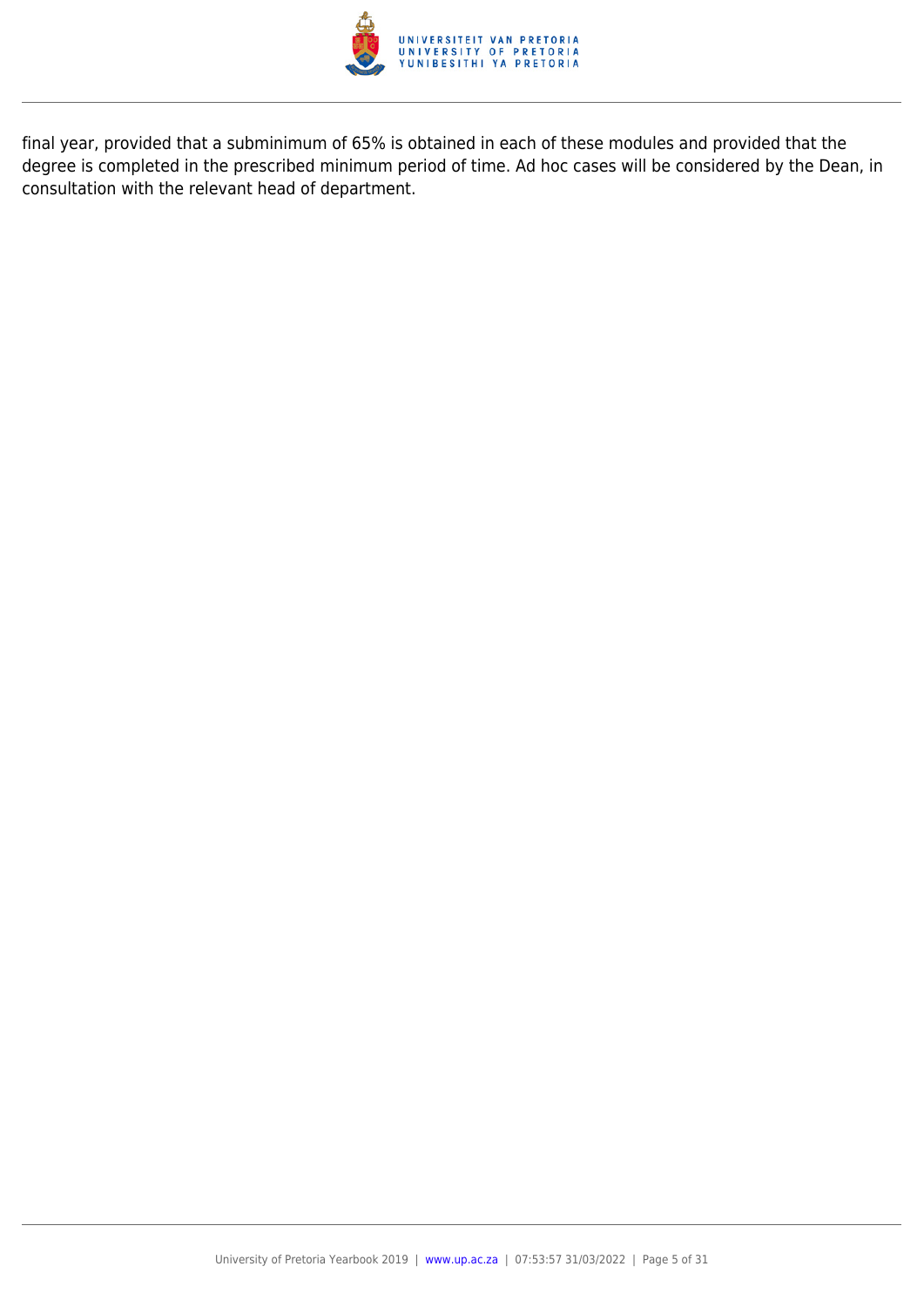final year, provided that a subminimum of 65% is obtained in each of these modules and provided that the degree is completed in the prescribed minimum period of time. Ad hoc cases will be considered by the Dean, in consultation with the relevant head of department.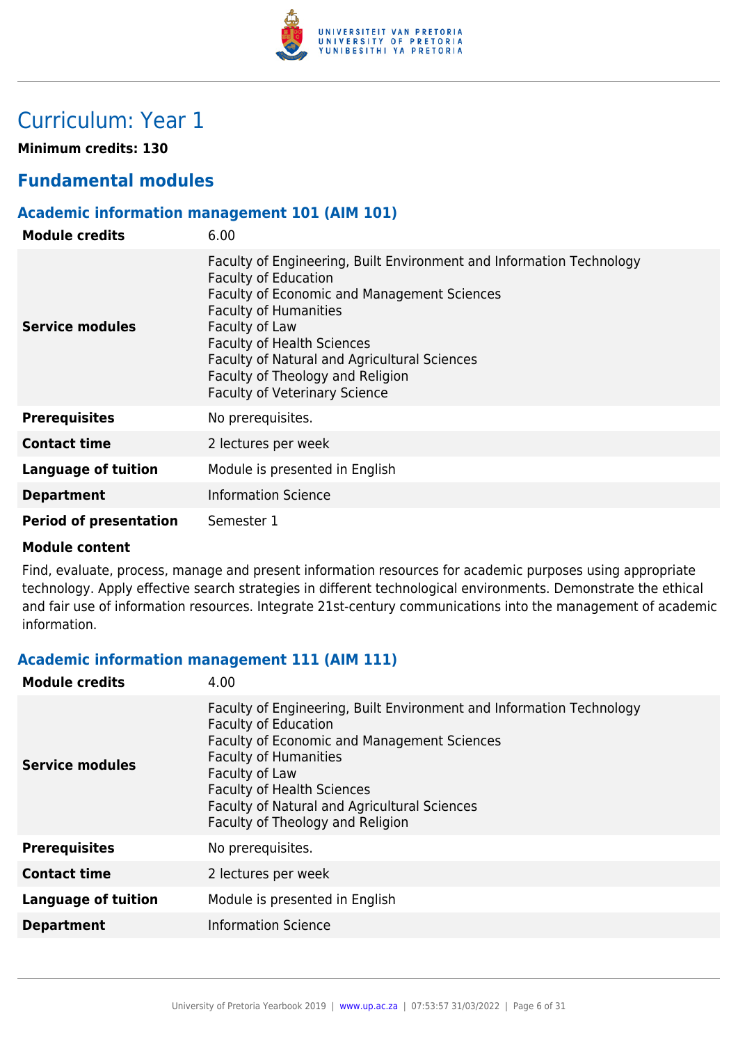# Curriculum: Year 1

**Minimum credits: 130**

## Fundamental modules

### Academic information management 101 (AIM 101)

| | |
|---|---|
| **Module credits** | 6.00 |
| **Service modules** | Faculty of Engineering, Built Environment and Information Technology<br>Faculty of Education<br>Faculty of Economic and Management Sciences<br>Faculty of Humanities<br>Faculty of Law<br>Faculty of Health Sciences<br>Faculty of Natural and Agricultural Sciences<br>Faculty of Theology and Religion<br>Faculty of Veterinary Science |
| **Prerequisites** | No prerequisites. |
| **Contact time** | 2 lectures per week |
| **Language of tuition** | Module is presented in English |
| **Department** | Information Science |
| **Period of presentation** | Semester 1 |

**Module content**

Find, evaluate, process, manage and present information resources for academic purposes using appropriate technology. Apply effective search strategies in different technological environments. Demonstrate the ethical and fair use of information resources. Integrate 21st-century communications into the management of academic information.

### Academic information management 111 (AIM 111)

| | |
|---|---|
| **Module credits** | 4.00 |
| **Service modules** | Faculty of Engineering, Built Environment and Information Technology<br>Faculty of Education<br>Faculty of Economic and Management Sciences<br>Faculty of Humanities<br>Faculty of Law<br>Faculty of Health Sciences<br>Faculty of Natural and Agricultural Sciences<br>Faculty of Theology and Religion |
| **Prerequisites** | No prerequisites. |
| **Contact time** | 2 lectures per week |
| **Language of tuition** | Module is presented in English |
| **Department** | Information Science |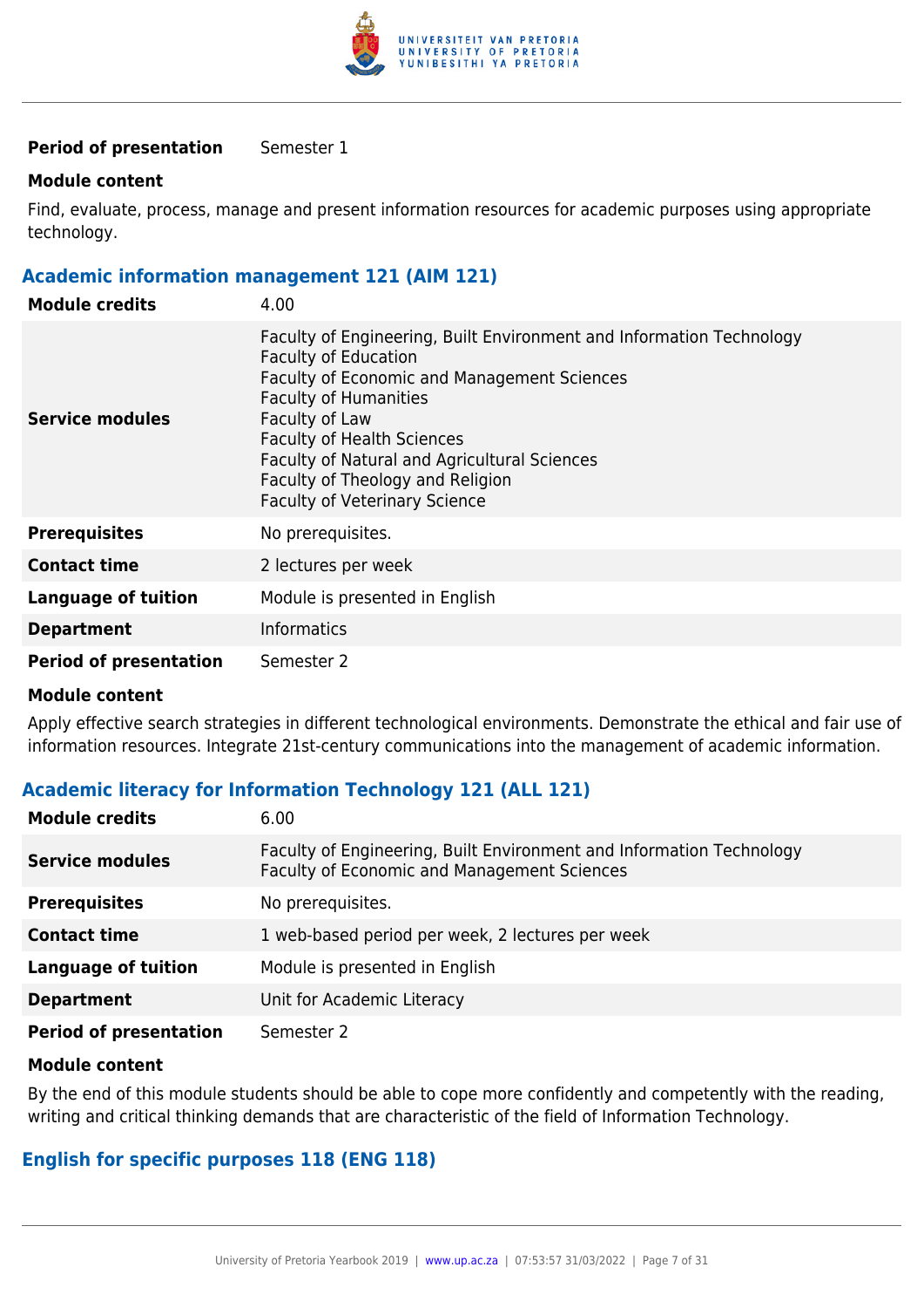| | |
|---|---|
| **Period of presentation** | Semester 1 |

**Module content**

Find, evaluate, process, manage and present information resources for academic purposes using appropriate technology.

### Academic information management 121 (AIM 121)

| | |
|---|---|
| **Module credits** | 4.00 |
| **Service modules** | Faculty of Engineering, Built Environment and Information Technology<br>Faculty of Education<br>Faculty of Economic and Management Sciences<br>Faculty of Humanities<br>Faculty of Law<br>Faculty of Health Sciences<br>Faculty of Natural and Agricultural Sciences<br>Faculty of Theology and Religion<br>Faculty of Veterinary Science |
| **Prerequisites** | No prerequisites. |
| **Contact time** | 2 lectures per week |
| **Language of tuition** | Module is presented in English |
| **Department** | Informatics |
| **Period of presentation** | Semester 2 |

**Module content**

Apply effective search strategies in different technological environments. Demonstrate the ethical and fair use of information resources. Integrate 21st-century communications into the management of academic information.

### Academic literacy for Information Technology 121 (ALL 121)

| | |
|---|---|
| **Module credits** | 6.00 |
| **Service modules** | Faculty of Engineering, Built Environment and Information Technology<br>Faculty of Economic and Management Sciences |
| **Prerequisites** | No prerequisites. |
| **Contact time** | 1 web-based period per week, 2 lectures per week |
| **Language of tuition** | Module is presented in English |
| **Department** | Unit for Academic Literacy |
| **Period of presentation** | Semester 2 |

**Module content**

By the end of this module students should be able to cope more confidently and competently with the reading, writing and critical thinking demands that are characteristic of the field of Information Technology.

### English for specific purposes 118 (ENG 118)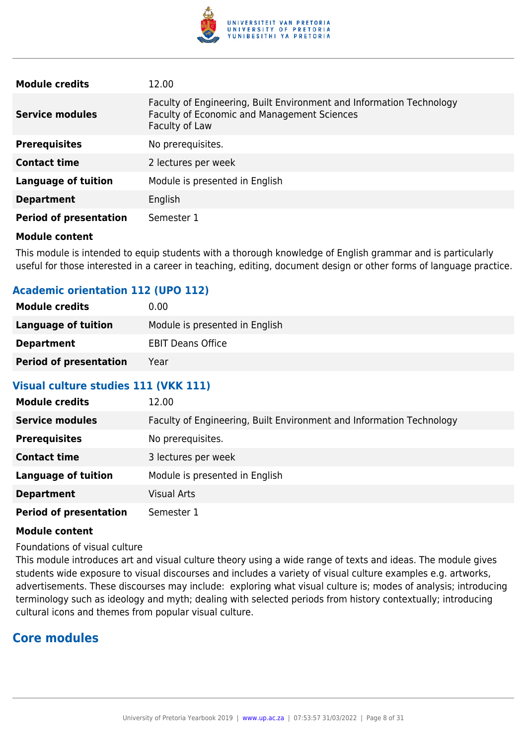| | |
|---|---|
| **Module credits** | 12.00 |
| **Service modules** | Faculty of Engineering, Built Environment and Information Technology<br>Faculty of Economic and Management Sciences<br>Faculty of Law |
| **Prerequisites** | No prerequisites. |
| **Contact time** | 2 lectures per week |
| **Language of tuition** | Module is presented in English |
| **Department** | English |
| **Period of presentation** | Semester 1 |

**Module content**

This module is intended to equip students with a thorough knowledge of English grammar and is particularly useful for those interested in a career in teaching, editing, document design or other forms of language practice.

### Academic orientation 112 (UPO 112)

| | |
|---|---|
| **Module credits** | 0.00 |
| **Language of tuition** | Module is presented in English |
| **Department** | EBIT Deans Office |
| **Period of presentation** | Year |

### Visual culture studies 111 (VKK 111)

| | |
|---|---|
| **Module credits** | 12.00 |
| **Service modules** | Faculty of Engineering, Built Environment and Information Technology |
| **Prerequisites** | No prerequisites. |
| **Contact time** | 3 lectures per week |
| **Language of tuition** | Module is presented in English |
| **Department** | Visual Arts |
| **Period of presentation** | Semester 1 |

**Module content**

Foundations of visual culture

This module introduces art and visual culture theory using a wide range of texts and ideas. The module gives students wide exposure to visual discourses and includes a variety of visual culture examples e.g. artworks, advertisements. These discourses may include: exploring what visual culture is; modes of analysis; introducing terminology such as ideology and myth; dealing with selected periods from history contextually; introducing cultural icons and themes from popular visual culture.

## Core modules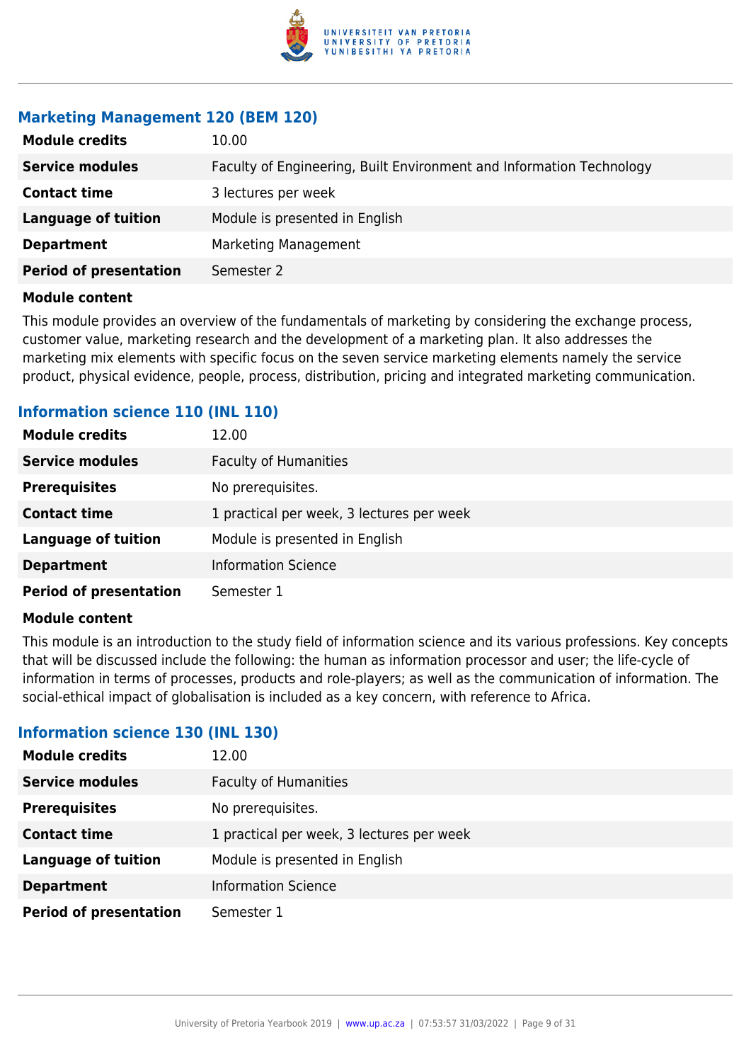### Marketing Management 120 (BEM 120)

| | |
|---|---|
| **Module credits** | 10.00 |
| **Service modules** | Faculty of Engineering, Built Environment and Information Technology |
| **Contact time** | 3 lectures per week |
| **Language of tuition** | Module is presented in English |
| **Department** | Marketing Management |
| **Period of presentation** | Semester 2 |

**Module content**

This module provides an overview of the fundamentals of marketing by considering the exchange process, customer value, marketing research and the development of a marketing plan. It also addresses the marketing mix elements with specific focus on the seven service marketing elements namely the service product, physical evidence, people, process, distribution, pricing and integrated marketing communication.

### Information science 110 (INL 110)

| | |
|---|---|
| **Module credits** | 12.00 |
| **Service modules** | Faculty of Humanities |
| **Prerequisites** | No prerequisites. |
| **Contact time** | 1 practical per week, 3 lectures per week |
| **Language of tuition** | Module is presented in English |
| **Department** | Information Science |
| **Period of presentation** | Semester 1 |

**Module content**

This module is an introduction to the study field of information science and its various professions. Key concepts that will be discussed include the following: the human as information processor and user; the life-cycle of information in terms of processes, products and role-players; as well as the communication of information. The social-ethical impact of globalisation is included as a key concern, with reference to Africa.

### Information science 130 (INL 130)

| | |
|---|---|
| **Module credits** | 12.00 |
| **Service modules** | Faculty of Humanities |
| **Prerequisites** | No prerequisites. |
| **Contact time** | 1 practical per week, 3 lectures per week |
| **Language of tuition** | Module is presented in English |
| **Department** | Information Science |
| **Period of presentation** | Semester 1 |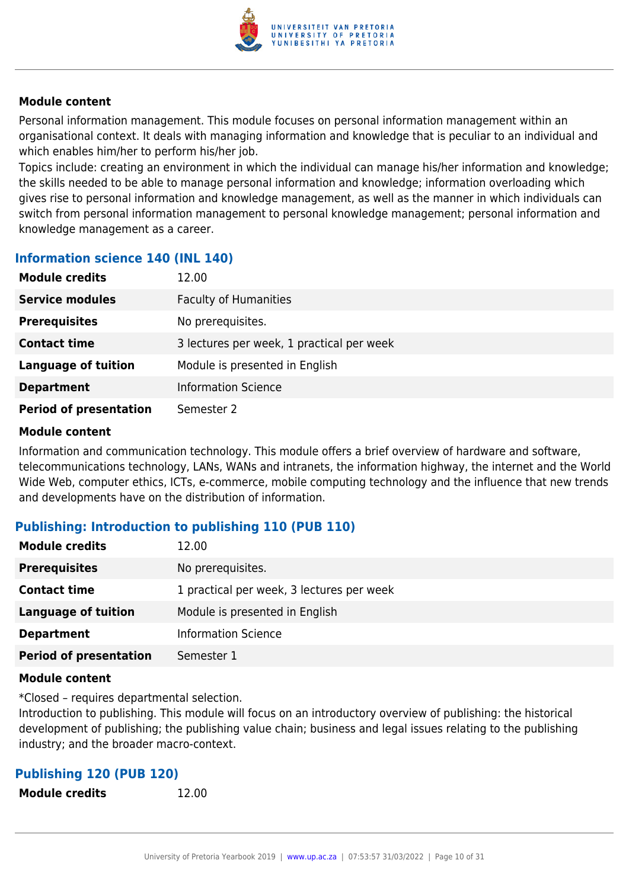**Module content**

Personal information management. This module focuses on personal information management within an organisational context. It deals with managing information and knowledge that is peculiar to an individual and which enables him/her to perform his/her job.
Topics include: creating an environment in which the individual can manage his/her information and knowledge; the skills needed to be able to manage personal information and knowledge; information overloading which gives rise to personal information and knowledge management, as well as the manner in which individuals can switch from personal information management to personal knowledge management; personal information and knowledge management as a career.

### Information science 140 (INL 140)

| | |
|---|---|
| **Module credits** | 12.00 |
| **Service modules** | Faculty of Humanities |
| **Prerequisites** | No prerequisites. |
| **Contact time** | 3 lectures per week, 1 practical per week |
| **Language of tuition** | Module is presented in English |
| **Department** | Information Science |
| **Period of presentation** | Semester 2 |

**Module content**

Information and communication technology. This module offers a brief overview of hardware and software, telecommunications technology, LANs, WANs and intranets, the information highway, the internet and the World Wide Web, computer ethics, ICTs, e-commerce, mobile computing technology and the influence that new trends and developments have on the distribution of information.

### Publishing: Introduction to publishing 110 (PUB 110)

| | |
|---|---|
| **Module credits** | 12.00 |
| **Prerequisites** | No prerequisites. |
| **Contact time** | 1 practical per week, 3 lectures per week |
| **Language of tuition** | Module is presented in English |
| **Department** | Information Science |
| **Period of presentation** | Semester 1 |

**Module content**

*Closed – requires departmental selection.
Introduction to publishing. This module will focus on an introductory overview of publishing: the historical development of publishing; the publishing value chain; business and legal issues relating to the publishing industry; and the broader macro-context.

### Publishing 120 (PUB 120)

| | |
|---|---|
| **Module credits** | 12.00 |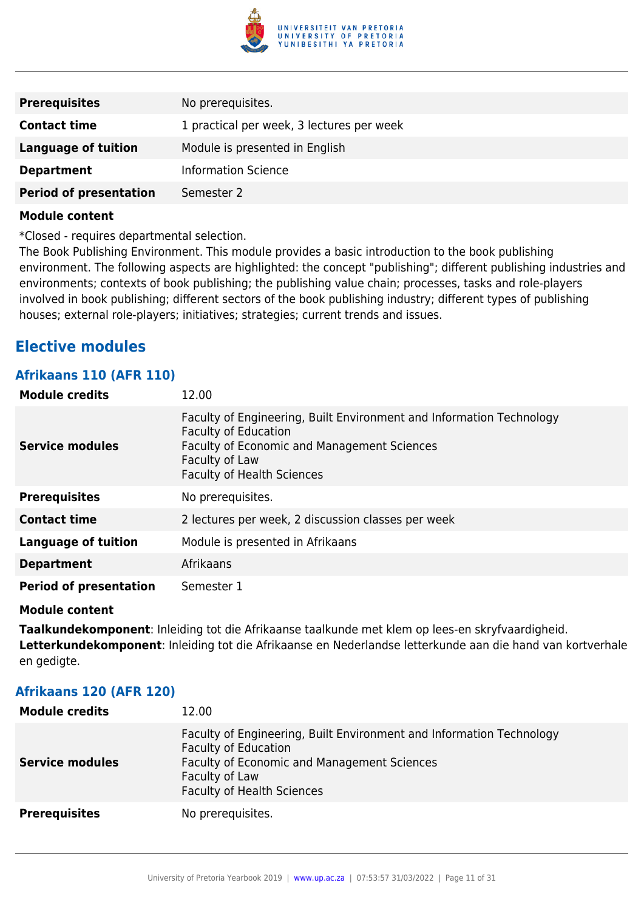| | |
|---|---|
| **Prerequisites** | No prerequisites. |
| **Contact time** | 1 practical per week, 3 lectures per week |
| **Language of tuition** | Module is presented in English |
| **Department** | Information Science |
| **Period of presentation** | Semester 2 |

**Module content**

*Closed - requires departmental selection.
The Book Publishing Environment. This module provides a basic introduction to the book publishing environment. The following aspects are highlighted: the concept "publishing"; different publishing industries and environments; contexts of book publishing; the publishing value chain; processes, tasks and role-players involved in book publishing; different sectors of the book publishing industry; different types of publishing houses; external role-players; initiatives; strategies; current trends and issues.

## Elective modules

### Afrikaans 110 (AFR 110)

| | |
|---|---|
| **Module credits** | 12.00 |
| **Service modules** | Faculty of Engineering, Built Environment and Information Technology<br>Faculty of Education<br>Faculty of Economic and Management Sciences<br>Faculty of Law<br>Faculty of Health Sciences |
| **Prerequisites** | No prerequisites. |
| **Contact time** | 2 lectures per week, 2 discussion classes per week |
| **Language of tuition** | Module is presented in Afrikaans |
| **Department** | Afrikaans |
| **Period of presentation** | Semester 1 |

**Module content**

**Taalkundekomponent**: Inleiding tot die Afrikaanse taalkunde met klem op lees-en skryfvaardigheid.
**Letterkundekomponent**: Inleiding tot die Afrikaanse en Nederlandse letterkunde aan die hand van kortverhale en gedigte.

### Afrikaans 120 (AFR 120)

| | |
|---|---|
| **Module credits** | 12.00 |
| **Service modules** | Faculty of Engineering, Built Environment and Information Technology<br>Faculty of Education<br>Faculty of Economic and Management Sciences<br>Faculty of Law<br>Faculty of Health Sciences |
| **Prerequisites** | No prerequisites. |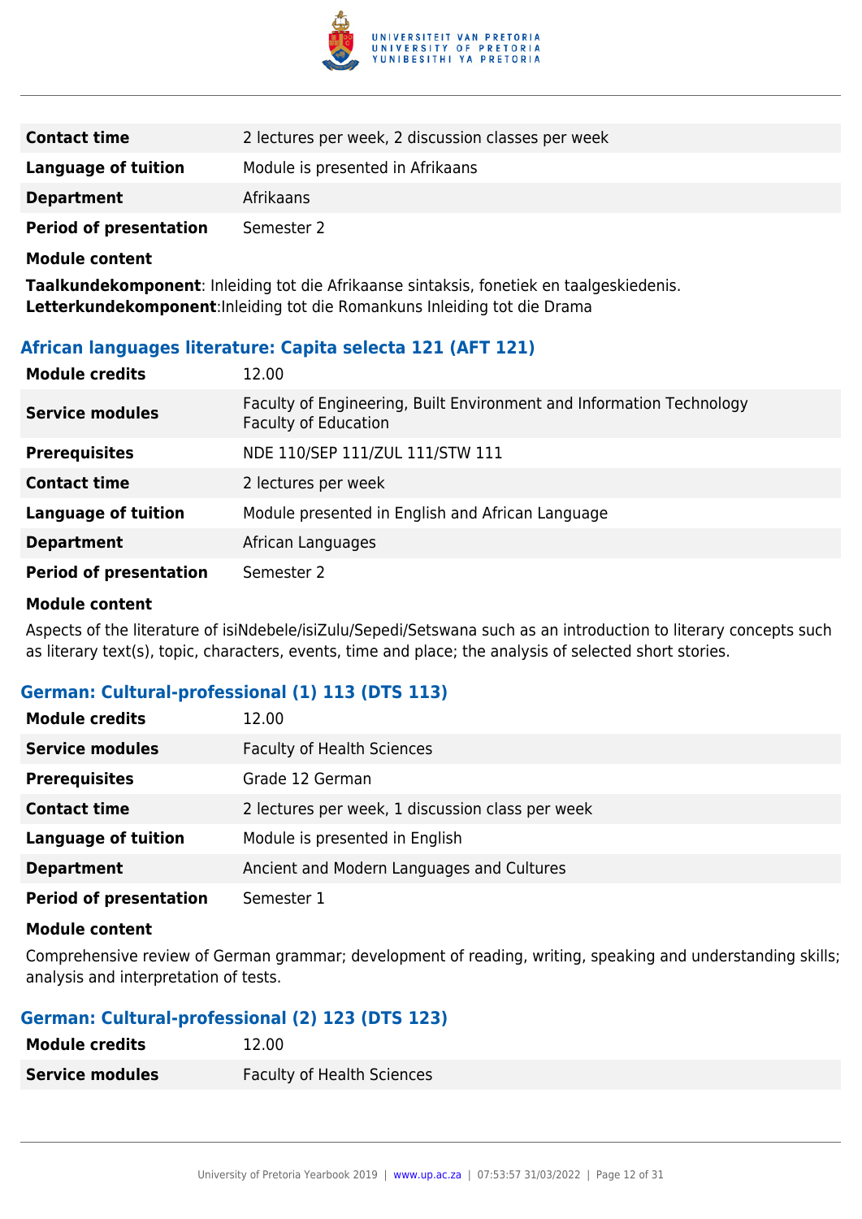| | |
|---|---|
| **Contact time** | 2 lectures per week, 2 discussion classes per week |
| **Language of tuition** | Module is presented in Afrikaans |
| **Department** | Afrikaans |
| **Period of presentation** | Semester 2 |

**Module content**

**Taalkundekomponent**: Inleiding tot die Afrikaanse sintaksis, fonetiek en taalgeskiedenis.
**Letterkundekomponent**:Inleiding tot die Romankuns Inleiding tot die Drama

### African languages literature: Capita selecta 121 (AFT 121)

| | |
|---|---|
| **Module credits** | 12.00 |
| **Service modules** | Faculty of Engineering, Built Environment and Information Technology<br>Faculty of Education |
| **Prerequisites** | NDE 110/SEP 111/ZUL 111/STW 111 |
| **Contact time** | 2 lectures per week |
| **Language of tuition** | Module presented in English and African Language |
| **Department** | African Languages |
| **Period of presentation** | Semester 2 |

**Module content**

Aspects of the literature of isiNdebele/isiZulu/Sepedi/Setswana such as an introduction to literary concepts such as literary text(s), topic, characters, events, time and place; the analysis of selected short stories.

### German: Cultural-professional (1) 113 (DTS 113)

| | |
|---|---|
| **Module credits** | 12.00 |
| **Service modules** | Faculty of Health Sciences |
| **Prerequisites** | Grade 12 German |
| **Contact time** | 2 lectures per week, 1 discussion class per week |
| **Language of tuition** | Module is presented in English |
| **Department** | Ancient and Modern Languages and Cultures |
| **Period of presentation** | Semester 1 |

**Module content**

Comprehensive review of German grammar; development of reading, writing, speaking and understanding skills; analysis and interpretation of tests.

### German: Cultural-professional (2) 123 (DTS 123)

| | |
|---|---|
| **Module credits** | 12.00 |
| **Service modules** | Faculty of Health Sciences |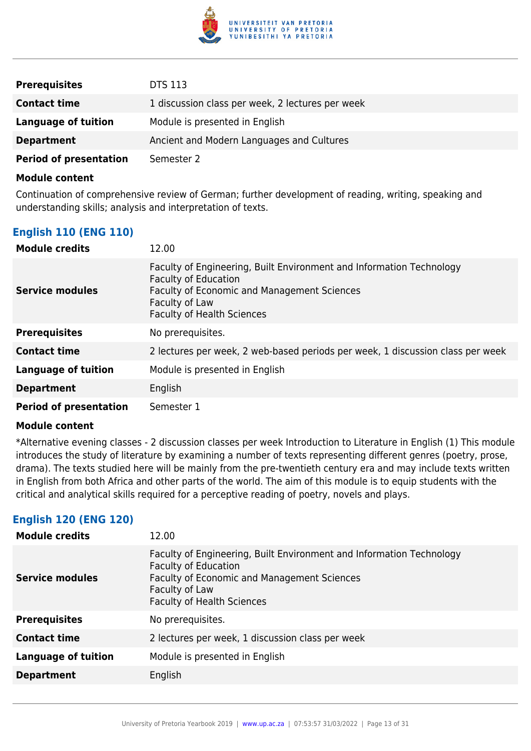| | |
|---|---|
| **Prerequisites** | DTS 113 |
| **Contact time** | 1 discussion class per week, 2 lectures per week |
| **Language of tuition** | Module is presented in English |
| **Department** | Ancient and Modern Languages and Cultures |
| **Period of presentation** | Semester 2 |

**Module content**

Continuation of comprehensive review of German; further development of reading, writing, speaking and understanding skills; analysis and interpretation of texts.

### English 110 (ENG 110)

| | |
|---|---|
| **Module credits** | 12.00 |
| **Service modules** | Faculty of Engineering, Built Environment and Information Technology<br>Faculty of Education<br>Faculty of Economic and Management Sciences<br>Faculty of Law<br>Faculty of Health Sciences |
| **Prerequisites** | No prerequisites. |
| **Contact time** | 2 lectures per week, 2 web-based periods per week, 1 discussion class per week |
| **Language of tuition** | Module is presented in English |
| **Department** | English |
| **Period of presentation** | Semester 1 |

**Module content**

*Alternative evening classes - 2 discussion classes per week Introduction to Literature in English (1) This module introduces the study of literature by examining a number of texts representing different genres (poetry, prose, drama). The texts studied here will be mainly from the pre-twentieth century era and may include texts written in English from both Africa and other parts of the world. The aim of this module is to equip students with the critical and analytical skills required for a perceptive reading of poetry, novels and plays.

### English 120 (ENG 120)

| | |
|---|---|
| **Module credits** | 12.00 |
| **Service modules** | Faculty of Engineering, Built Environment and Information Technology<br>Faculty of Education<br>Faculty of Economic and Management Sciences<br>Faculty of Law<br>Faculty of Health Sciences |
| **Prerequisites** | No prerequisites. |
| **Contact time** | 2 lectures per week, 1 discussion class per week |
| **Language of tuition** | Module is presented in English |
| **Department** | English |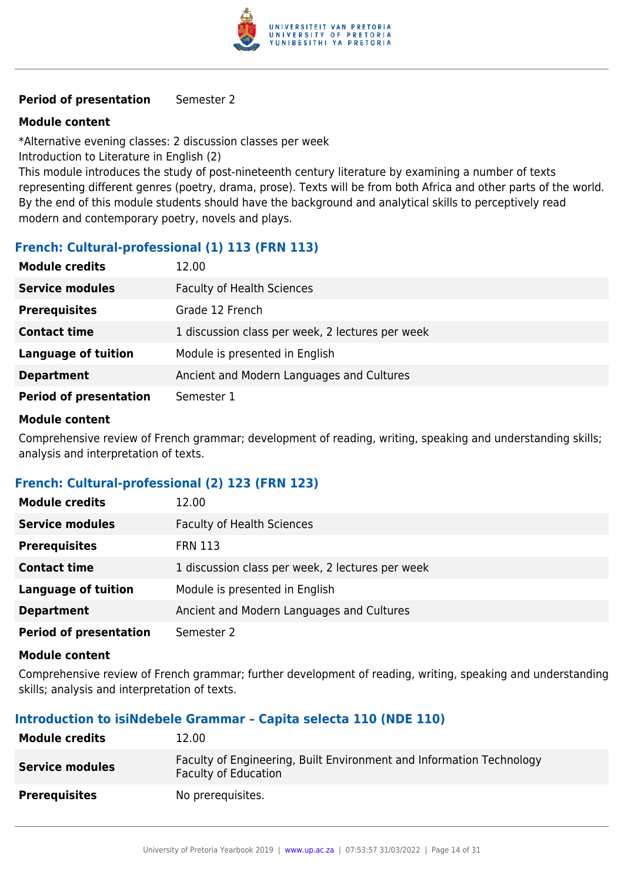| | |
|---|---|
| **Period of presentation** | Semester 2 |

**Module content**

*Alternative evening classes: 2 discussion classes per week
Introduction to Literature in English (2)
This module introduces the study of post-nineteenth century literature by examining a number of texts representing different genres (poetry, drama, prose). Texts will be from both Africa and other parts of the world. By the end of this module students should have the background and analytical skills to perceptively read modern and contemporary poetry, novels and plays.

### French: Cultural-professional (1) 113 (FRN 113)

| | |
|---|---|
| **Module credits** | 12.00 |
| **Service modules** | Faculty of Health Sciences |
| **Prerequisites** | Grade 12 French |
| **Contact time** | 1 discussion class per week, 2 lectures per week |
| **Language of tuition** | Module is presented in English |
| **Department** | Ancient and Modern Languages and Cultures |
| **Period of presentation** | Semester 1 |

**Module content**

Comprehensive review of French grammar; development of reading, writing, speaking and understanding skills; analysis and interpretation of texts.

### French: Cultural-professional (2) 123 (FRN 123)

| | |
|---|---|
| **Module credits** | 12.00 |
| **Service modules** | Faculty of Health Sciences |
| **Prerequisites** | FRN 113 |
| **Contact time** | 1 discussion class per week, 2 lectures per week |
| **Language of tuition** | Module is presented in English |
| **Department** | Ancient and Modern Languages and Cultures |
| **Period of presentation** | Semester 2 |

**Module content**

Comprehensive review of French grammar; further development of reading, writing, speaking and understanding skills; analysis and interpretation of texts.

### Introduction to isiNdebele Grammar – Capita selecta 110 (NDE 110)

| | |
|---|---|
| **Module credits** | 12.00 |
| **Service modules** | Faculty of Engineering, Built Environment and Information Technology<br>Faculty of Education |
| **Prerequisites** | No prerequisites. |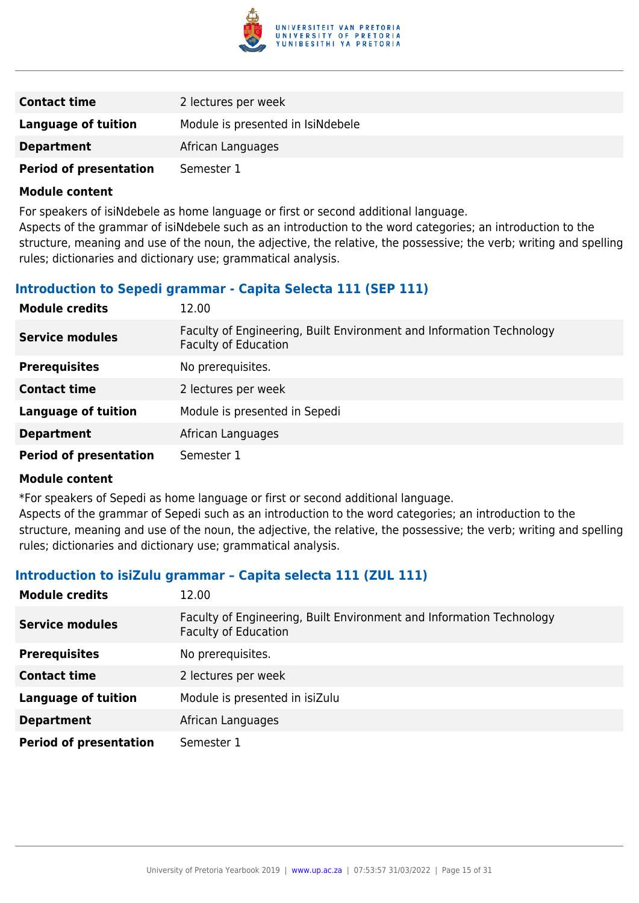| | |
|---|---|
| **Contact time** | 2 lectures per week |
| **Language of tuition** | Module is presented in IsiNdebele |
| **Department** | African Languages |
| **Period of presentation** | Semester 1 |

**Module content**

For speakers of isiNdebele as home language or first or second additional language.
Aspects of the grammar of isiNdebele such as an introduction to the word categories; an introduction to the structure, meaning and use of the noun, the adjective, the relative, the possessive; the verb; writing and spelling rules; dictionaries and dictionary use; grammatical analysis.

### Introduction to Sepedi grammar - Capita Selecta 111 (SEP 111)

| | |
|---|---|
| **Module credits** | 12.00 |
| **Service modules** | Faculty of Engineering, Built Environment and Information Technology<br>Faculty of Education |
| **Prerequisites** | No prerequisites. |
| **Contact time** | 2 lectures per week |
| **Language of tuition** | Module is presented in Sepedi |
| **Department** | African Languages |
| **Period of presentation** | Semester 1 |

**Module content**

*For speakers of Sepedi as home language or first or second additional language.
Aspects of the grammar of Sepedi such as an introduction to the word categories; an introduction to the structure, meaning and use of the noun, the adjective, the relative, the possessive; the verb; writing and spelling rules; dictionaries and dictionary use; grammatical analysis.

### Introduction to isiZulu grammar – Capita selecta 111 (ZUL 111)

| | |
|---|---|
| **Module credits** | 12.00 |
| **Service modules** | Faculty of Engineering, Built Environment and Information Technology<br>Faculty of Education |
| **Prerequisites** | No prerequisites. |
| **Contact time** | 2 lectures per week |
| **Language of tuition** | Module is presented in isiZulu |
| **Department** | African Languages |
| **Period of presentation** | Semester 1 |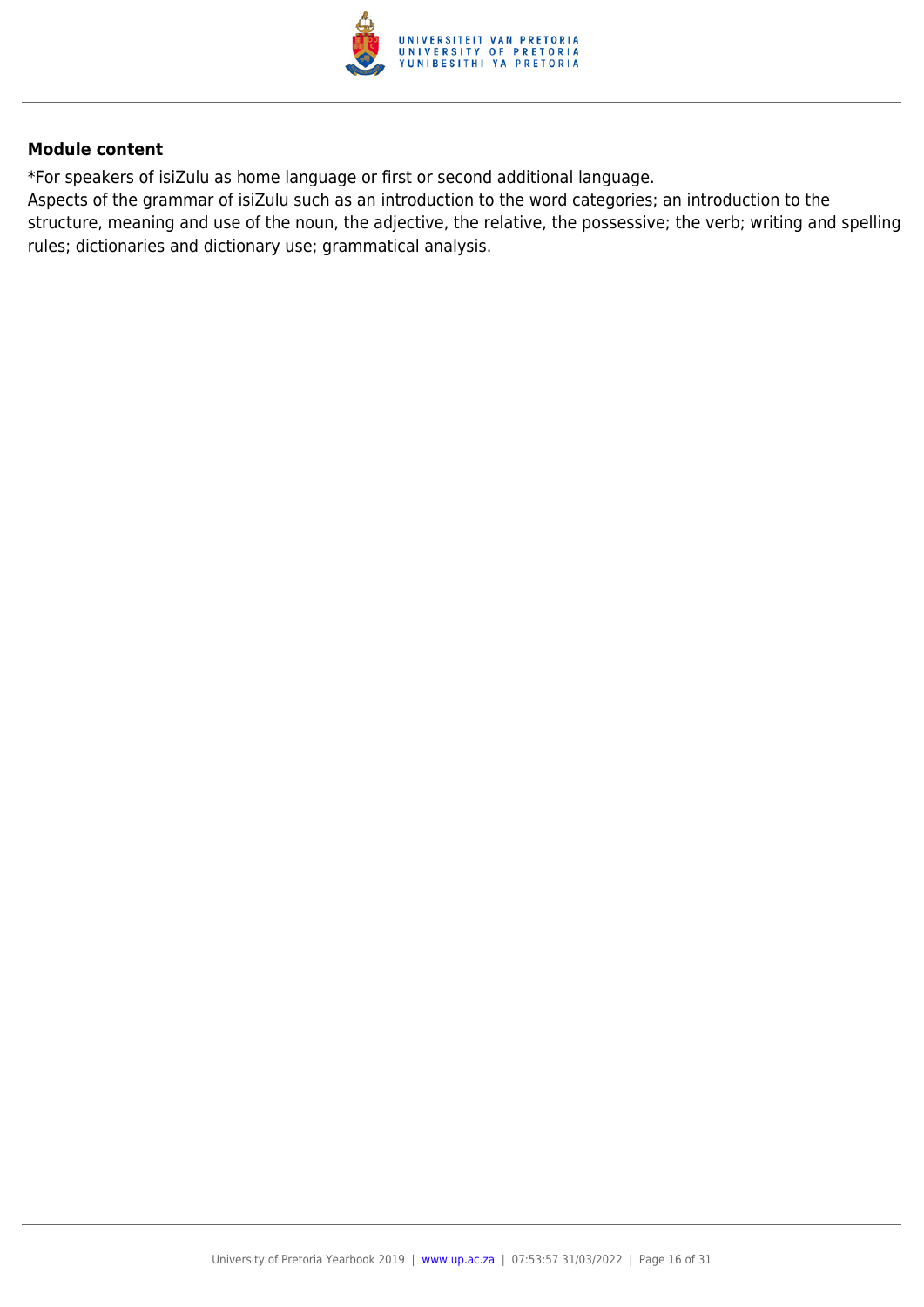**Module content**

*For speakers of isiZulu as home language or first or second additional language.
Aspects of the grammar of isiZulu such as an introduction to the word categories; an introduction to the structure, meaning and use of the noun, the adjective, the relative, the possessive; the verb; writing and spelling rules; dictionaries and dictionary use; grammatical analysis.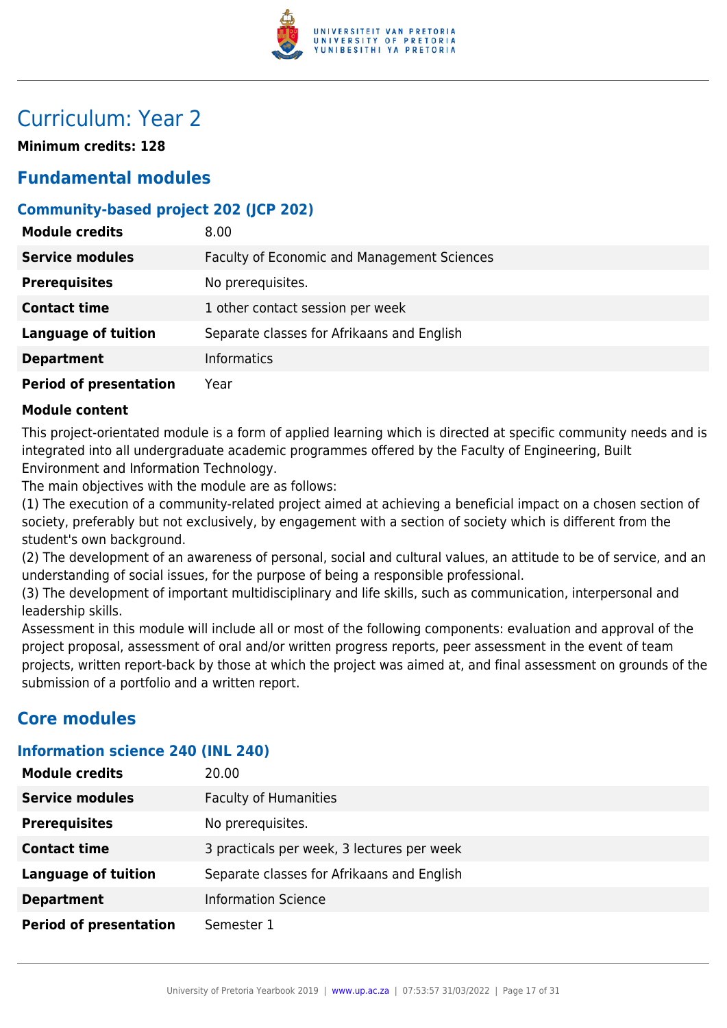# Curriculum: Year 2

**Minimum credits: 128**

## Fundamental modules

### Community-based project 202 (JCP 202)

| | |
|---|---|
| **Module credits** | 8.00 |
| **Service modules** | Faculty of Economic and Management Sciences |
| **Prerequisites** | No prerequisites. |
| **Contact time** | 1 other contact session per week |
| **Language of tuition** | Separate classes for Afrikaans and English |
| **Department** | Informatics |
| **Period of presentation** | Year |

**Module content**

This project-orientated module is a form of applied learning which is directed at specific community needs and is integrated into all undergraduate academic programmes offered by the Faculty of Engineering, Built Environment and Information Technology.

The main objectives with the module are as follows:

(1) The execution of a community-related project aimed at achieving a beneficial impact on a chosen section of society, preferably but not exclusively, by engagement with a section of society which is different from the student's own background.

(2) The development of an awareness of personal, social and cultural values, an attitude to be of service, and an understanding of social issues, for the purpose of being a responsible professional.

(3) The development of important multidisciplinary and life skills, such as communication, interpersonal and leadership skills.

Assessment in this module will include all or most of the following components: evaluation and approval of the project proposal, assessment of oral and/or written progress reports, peer assessment in the event of team projects, written report-back by those at which the project was aimed at, and final assessment on grounds of the submission of a portfolio and a written report.

## Core modules

### Information science 240 (INL 240)

| | |
|---|---|
| **Module credits** | 20.00 |
| **Service modules** | Faculty of Humanities |
| **Prerequisites** | No prerequisites. |
| **Contact time** | 3 practicals per week, 3 lectures per week |
| **Language of tuition** | Separate classes for Afrikaans and English |
| **Department** | Information Science |
| **Period of presentation** | Semester 1 |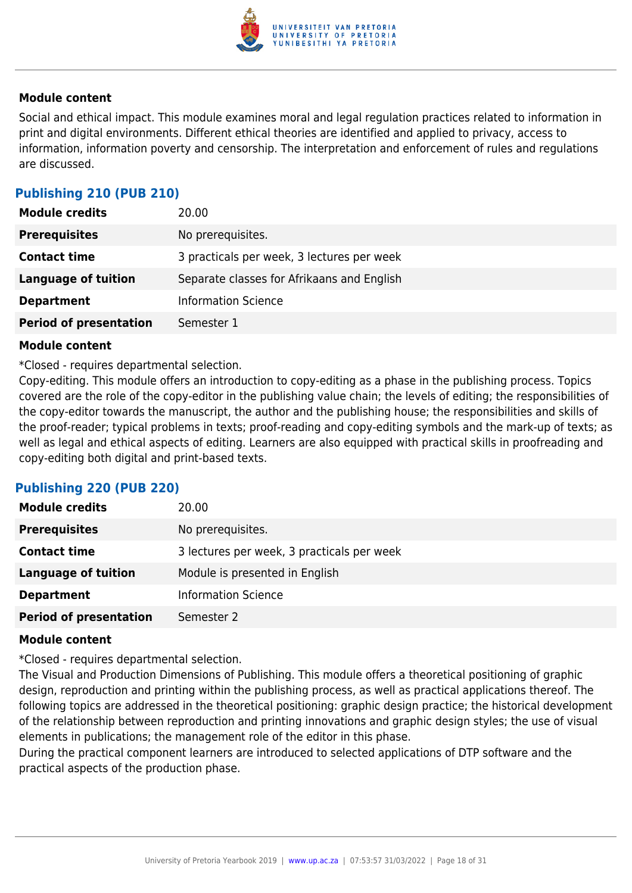#### Module content

Social and ethical impact. This module examines moral and legal regulation practices related to information in print and digital environments. Different ethical theories are identified and applied to privacy, access to information, information poverty and censorship. The interpretation and enforcement of rules and regulations are discussed.

### Publishing 210 (PUB 210)

| | |
|---|---|
| **Module credits** | 20.00 |
| **Prerequisites** | No prerequisites. |
| **Contact time** | 3 practicals per week, 3 lectures per week |
| **Language of tuition** | Separate classes for Afrikaans and English |
| **Department** | Information Science |
| **Period of presentation** | Semester 1 |

#### Module content

*Closed - requires departmental selection.
Copy-editing. This module offers an introduction to copy-editing as a phase in the publishing process. Topics covered are the role of the copy-editor in the publishing value chain; the levels of editing; the responsibilities of the copy-editor towards the manuscript, the author and the publishing house; the responsibilities and skills of the proof-reader; typical problems in texts; proof-reading and copy-editing symbols and the mark-up of texts; as well as legal and ethical aspects of editing. Learners are also equipped with practical skills in proofreading and copy-editing both digital and print-based texts.

### Publishing 220 (PUB 220)

| | |
|---|---|
| **Module credits** | 20.00 |
| **Prerequisites** | No prerequisites. |
| **Contact time** | 3 lectures per week, 3 practicals per week |
| **Language of tuition** | Module is presented in English |
| **Department** | Information Science |
| **Period of presentation** | Semester 2 |

#### Module content

*Closed - requires departmental selection.
The Visual and Production Dimensions of Publishing. This module offers a theoretical positioning of graphic design, reproduction and printing within the publishing process, as well as practical applications thereof. The following topics are addressed in the theoretical positioning: graphic design practice; the historical development of the relationship between reproduction and printing innovations and graphic design styles; the use of visual elements in publications; the management role of the editor in this phase.
During the practical component learners are introduced to selected applications of DTP software and the practical aspects of the production phase.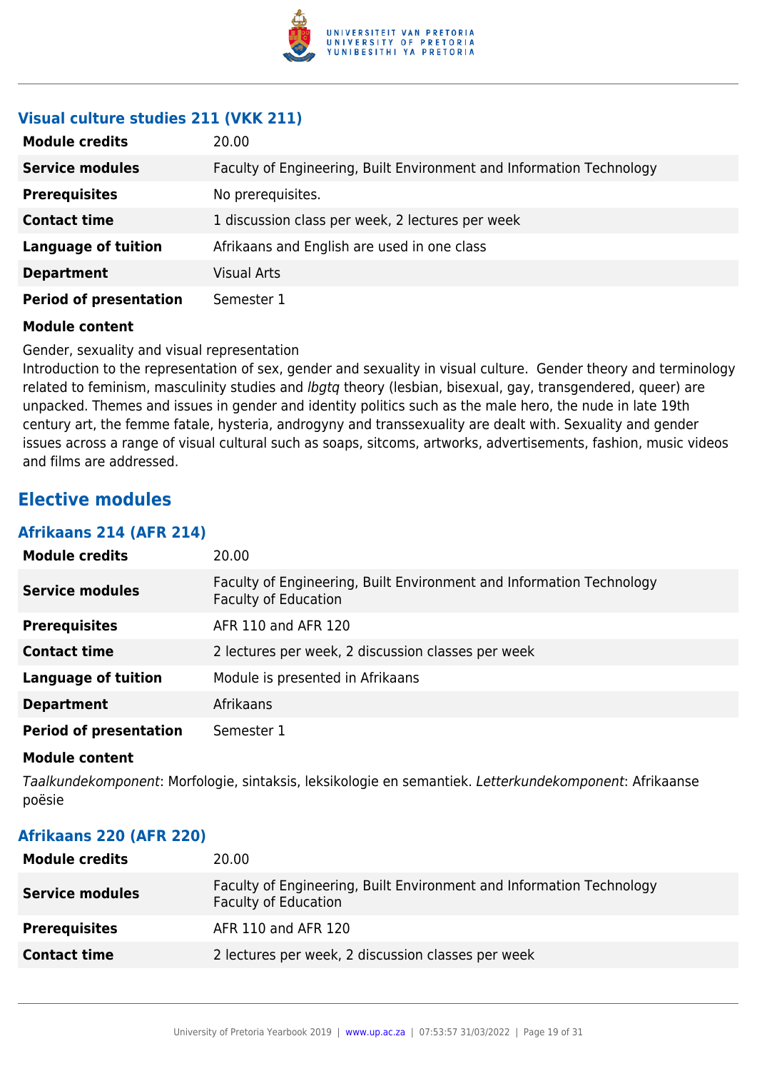### Visual culture studies 211 (VKK 211)

| | |
|---|---|
| **Module credits** | 20.00 |
| **Service modules** | Faculty of Engineering, Built Environment and Information Technology |
| **Prerequisites** | No prerequisites. |
| **Contact time** | 1 discussion class per week, 2 lectures per week |
| **Language of tuition** | Afrikaans and English are used in one class |
| **Department** | Visual Arts |
| **Period of presentation** | Semester 1 |

**Module content**

Gender, sexuality and visual representation
Introduction to the representation of sex, gender and sexuality in visual culture. Gender theory and terminology related to feminism, masculinity studies and *lbgtq* theory (lesbian, bisexual, gay, transgendered, queer) are unpacked. Themes and issues in gender and identity politics such as the male hero, the nude in late 19th century art, the femme fatale, hysteria, androgyny and transsexuality are dealt with. Sexuality and gender issues across a range of visual cultural such as soaps, sitcoms, artworks, advertisements, fashion, music videos and films are addressed.

## Elective modules

### Afrikaans 214 (AFR 214)

| | |
|---|---|
| **Module credits** | 20.00 |
| **Service modules** | Faculty of Engineering, Built Environment and Information Technology<br>Faculty of Education |
| **Prerequisites** | AFR 110 and AFR 120 |
| **Contact time** | 2 lectures per week, 2 discussion classes per week |
| **Language of tuition** | Module is presented in Afrikaans |
| **Department** | Afrikaans |
| **Period of presentation** | Semester 1 |

**Module content**

*Taalkundekomponent*: Morfologie, sintaksis, leksikologie en semantiek. *Letterkundekomponent*: Afrikaanse poësie

### Afrikaans 220 (AFR 220)

| | |
|---|---|
| **Module credits** | 20.00 |
| **Service modules** | Faculty of Engineering, Built Environment and Information Technology<br>Faculty of Education |
| **Prerequisites** | AFR 110 and AFR 120 |
| **Contact time** | 2 lectures per week, 2 discussion classes per week |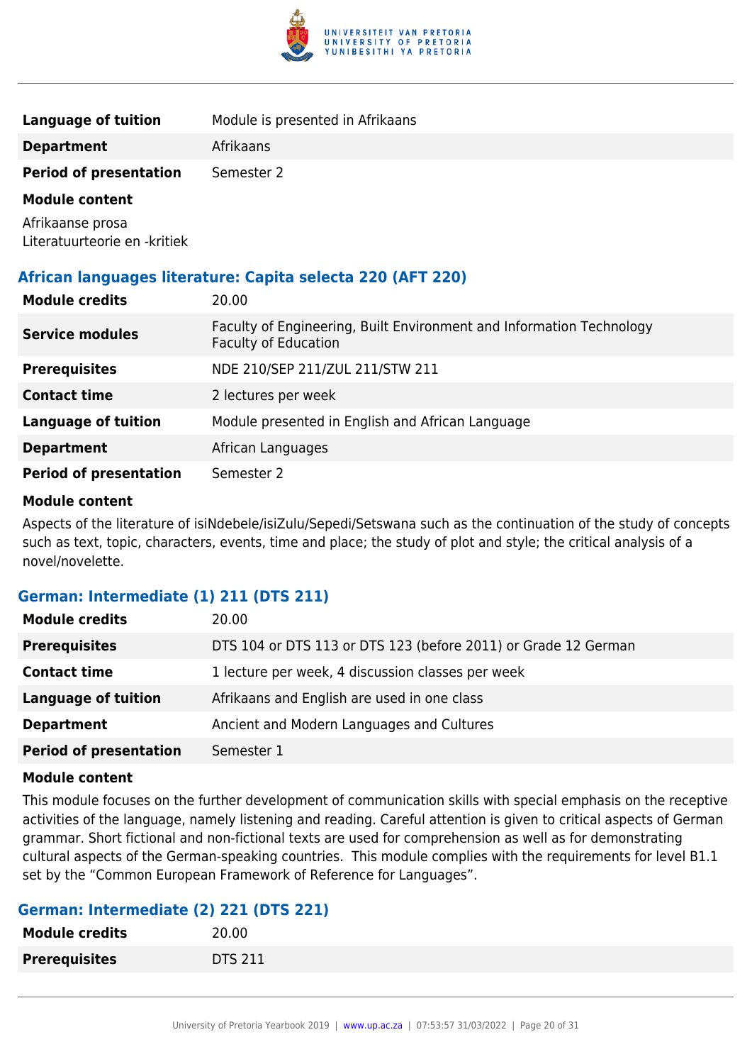| | |
|---|---|
| **Language of tuition** | Module is presented in Afrikaans |
| **Department** | Afrikaans |
| **Period of presentation** | Semester 2 |

**Module content**

Afrikaanse prosa
Literatuurteorie en -kritiek

### African languages literature: Capita selecta 220 (AFT 220)

| | |
|---|---|
| **Module credits** | 20.00 |
| **Service modules** | Faculty of Engineering, Built Environment and Information Technology<br>Faculty of Education |
| **Prerequisites** | NDE 210/SEP 211/ZUL 211/STW 211 |
| **Contact time** | 2 lectures per week |
| **Language of tuition** | Module presented in English and African Language |
| **Department** | African Languages |
| **Period of presentation** | Semester 2 |

**Module content**

Aspects of the literature of isiNdebele/isiZulu/Sepedi/Setswana such as the continuation of the study of concepts such as text, topic, characters, events, time and place; the study of plot and style; the critical analysis of a novel/novelette.

### German: Intermediate (1) 211 (DTS 211)

| | |
|---|---|
| **Module credits** | 20.00 |
| **Prerequisites** | DTS 104 or DTS 113 or DTS 123 (before 2011) or Grade 12 German |
| **Contact time** | 1 lecture per week, 4 discussion classes per week |
| **Language of tuition** | Afrikaans and English are used in one class |
| **Department** | Ancient and Modern Languages and Cultures |
| **Period of presentation** | Semester 1 |

**Module content**

This module focuses on the further development of communication skills with special emphasis on the receptive activities of the language, namely listening and reading. Careful attention is given to critical aspects of German grammar. Short fictional and non-fictional texts are used for comprehension as well as for demonstrating cultural aspects of the German-speaking countries. This module complies with the requirements for level B1.1 set by the "Common European Framework of Reference for Languages".

### German: Intermediate (2) 221 (DTS 221)

| | |
|---|---|
| **Module credits** | 20.00 |
| **Prerequisites** | DTS 211 |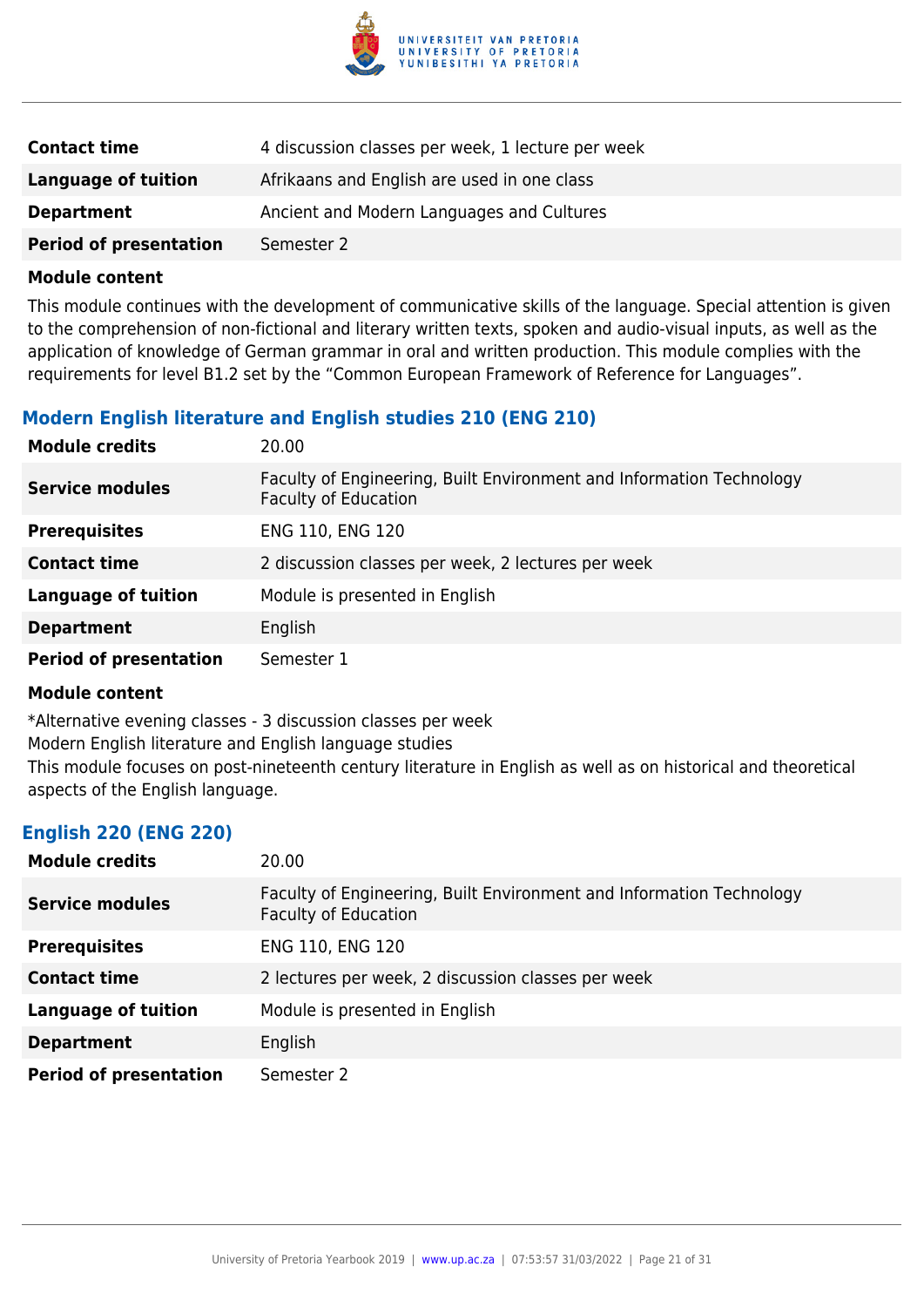| | |
|---|---|
| **Contact time** | 4 discussion classes per week, 1 lecture per week |
| **Language of tuition** | Afrikaans and English are used in one class |
| **Department** | Ancient and Modern Languages and Cultures |
| **Period of presentation** | Semester 2 |

**Module content**

This module continues with the development of communicative skills of the language. Special attention is given to the comprehension of non-fictional and literary written texts, spoken and audio-visual inputs, as well as the application of knowledge of German grammar in oral and written production. This module complies with the requirements for level B1.2 set by the "Common European Framework of Reference for Languages".

### Modern English literature and English studies 210 (ENG 210)

| | |
|---|---|
| **Module credits** | 20.00 |
| **Service modules** | Faculty of Engineering, Built Environment and Information Technology<br>Faculty of Education |
| **Prerequisites** | ENG 110, ENG 120 |
| **Contact time** | 2 discussion classes per week, 2 lectures per week |
| **Language of tuition** | Module is presented in English |
| **Department** | English |
| **Period of presentation** | Semester 1 |

**Module content**

*Alternative evening classes - 3 discussion classes per week
Modern English literature and English language studies
This module focuses on post-nineteenth century literature in English as well as on historical and theoretical aspects of the English language.

### English 220 (ENG 220)

| | |
|---|---|
| **Module credits** | 20.00 |
| **Service modules** | Faculty of Engineering, Built Environment and Information Technology<br>Faculty of Education |
| **Prerequisites** | ENG 110, ENG 120 |
| **Contact time** | 2 lectures per week, 2 discussion classes per week |
| **Language of tuition** | Module is presented in English |
| **Department** | English |
| **Period of presentation** | Semester 2 |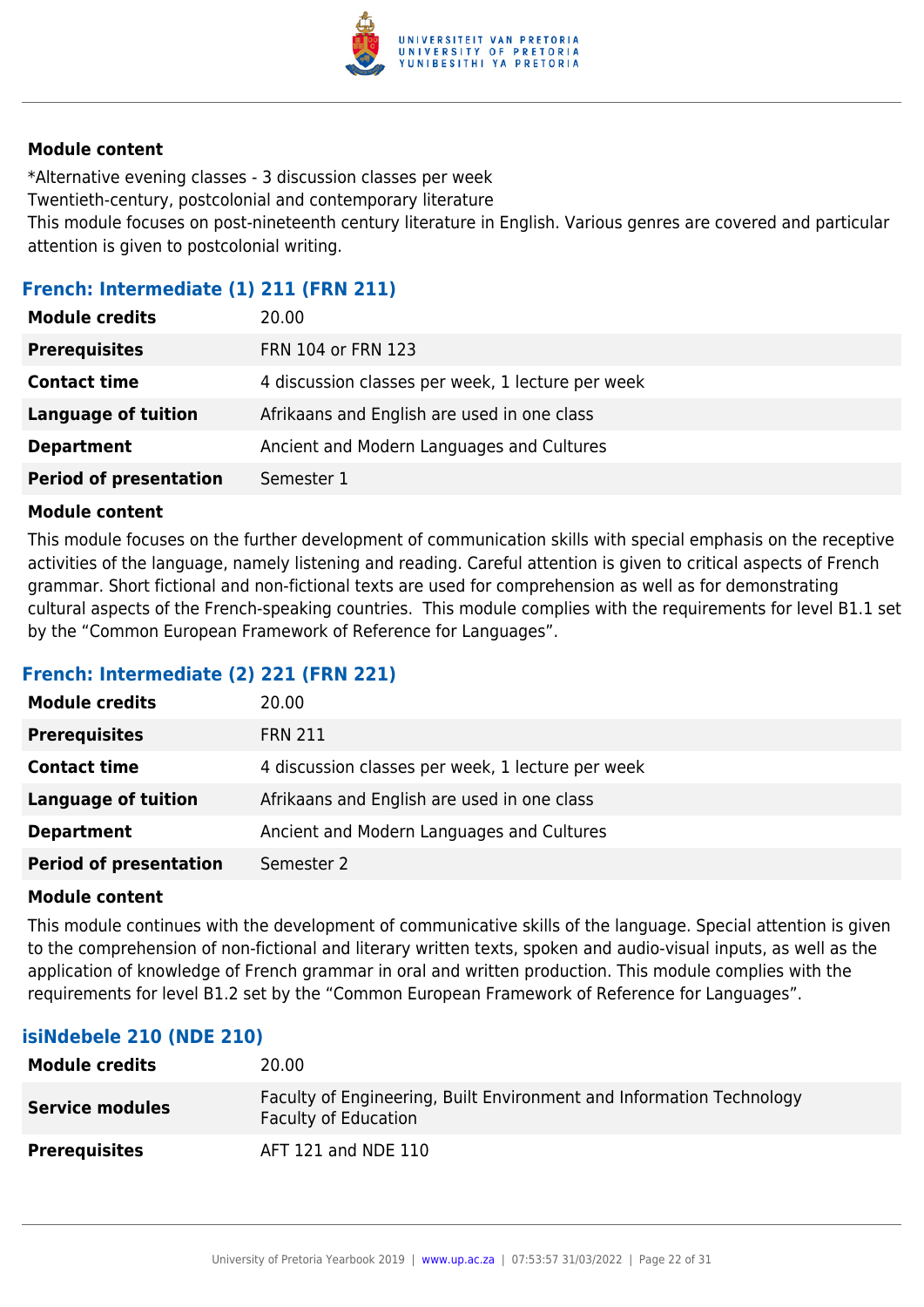#### Module content

*Alternative evening classes - 3 discussion classes per week
Twentieth-century, postcolonial and contemporary literature
This module focuses on post-nineteenth century literature in English. Various genres are covered and particular attention is given to postcolonial writing.

### French: Intermediate (1) 211 (FRN 211)

| | |
|---|---|
| **Module credits** | 20.00 |
| **Prerequisites** | FRN 104 or FRN 123 |
| **Contact time** | 4 discussion classes per week, 1 lecture per week |
| **Language of tuition** | Afrikaans and English are used in one class |
| **Department** | Ancient and Modern Languages and Cultures |
| **Period of presentation** | Semester 1 |

#### Module content

This module focuses on the further development of communication skills with special emphasis on the receptive activities of the language, namely listening and reading. Careful attention is given to critical aspects of French grammar. Short fictional and non-fictional texts are used for comprehension as well as for demonstrating cultural aspects of the French-speaking countries. This module complies with the requirements for level B1.1 set by the "Common European Framework of Reference for Languages".

### French: Intermediate (2) 221 (FRN 221)

| | |
|---|---|
| **Module credits** | 20.00 |
| **Prerequisites** | FRN 211 |
| **Contact time** | 4 discussion classes per week, 1 lecture per week |
| **Language of tuition** | Afrikaans and English are used in one class |
| **Department** | Ancient and Modern Languages and Cultures |
| **Period of presentation** | Semester 2 |

#### Module content

This module continues with the development of communicative skills of the language. Special attention is given to the comprehension of non-fictional and literary written texts, spoken and audio-visual inputs, as well as the application of knowledge of French grammar in oral and written production. This module complies with the requirements for level B1.2 set by the "Common European Framework of Reference for Languages".

### isiNdebele 210 (NDE 210)

| | |
|---|---|
| **Module credits** | 20.00 |
| **Service modules** | Faculty of Engineering, Built Environment and Information Technology<br>Faculty of Education |
| **Prerequisites** | AFT 121 and NDE 110 |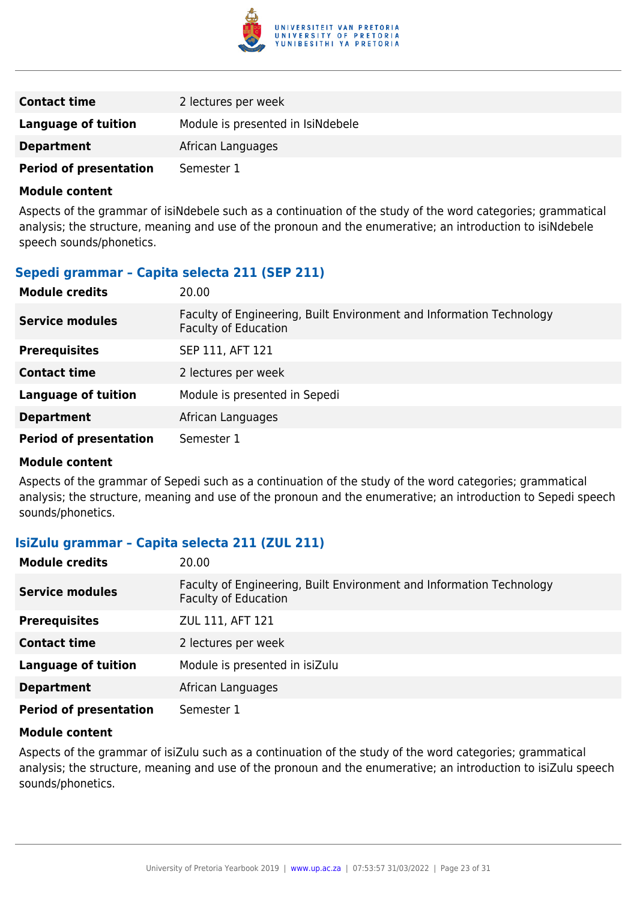| | |
|---|---|
| **Contact time** | 2 lectures per week |
| **Language of tuition** | Module is presented in IsiNdebele |
| **Department** | African Languages |
| **Period of presentation** | Semester 1 |

**Module content**

Aspects of the grammar of isiNdebele such as a continuation of the study of the word categories; grammatical analysis; the structure, meaning and use of the pronoun and the enumerative; an introduction to isiNdebele speech sounds/phonetics.

### Sepedi grammar – Capita selecta 211 (SEP 211)

| | |
|---|---|
| **Module credits** | 20.00 |
| **Service modules** | Faculty of Engineering, Built Environment and Information Technology<br>Faculty of Education |
| **Prerequisites** | SEP 111, AFT 121 |
| **Contact time** | 2 lectures per week |
| **Language of tuition** | Module is presented in Sepedi |
| **Department** | African Languages |
| **Period of presentation** | Semester 1 |

**Module content**

Aspects of the grammar of Sepedi such as a continuation of the study of the word categories; grammatical analysis; the structure, meaning and use of the pronoun and the enumerative; an introduction to Sepedi speech sounds/phonetics.

### IsiZulu grammar – Capita selecta 211 (ZUL 211)

| | |
|---|---|
| **Module credits** | 20.00 |
| **Service modules** | Faculty of Engineering, Built Environment and Information Technology<br>Faculty of Education |
| **Prerequisites** | ZUL 111, AFT 121 |
| **Contact time** | 2 lectures per week |
| **Language of tuition** | Module is presented in isiZulu |
| **Department** | African Languages |
| **Period of presentation** | Semester 1 |

**Module content**

Aspects of the grammar of isiZulu such as a continuation of the study of the word categories; grammatical analysis; the structure, meaning and use of the pronoun and the enumerative; an introduction to isiZulu speech sounds/phonetics.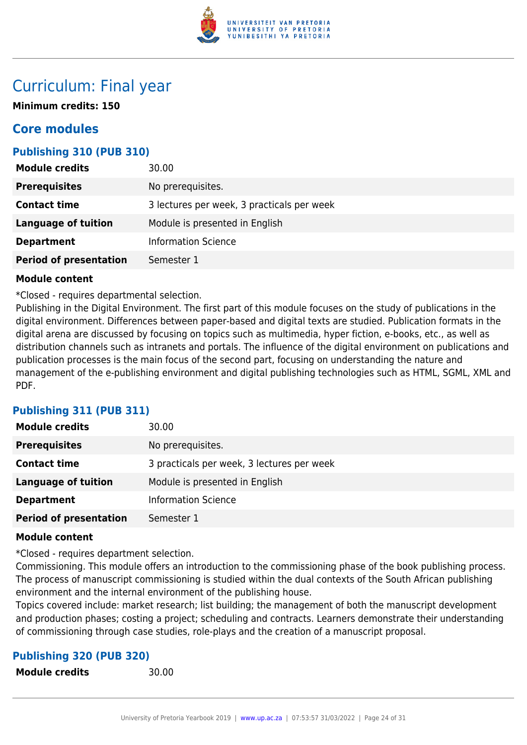# Curriculum: Final year

**Minimum credits: 150**

## Core modules

### Publishing 310 (PUB 310)

| | |
|---|---|
| **Module credits** | 30.00 |
| **Prerequisites** | No prerequisites. |
| **Contact time** | 3 lectures per week, 3 practicals per week |
| **Language of tuition** | Module is presented in English |
| **Department** | Information Science |
| **Period of presentation** | Semester 1 |

**Module content**

*Closed - requires departmental selection.
Publishing in the Digital Environment. The first part of this module focuses on the study of publications in the digital environment. Differences between paper-based and digital texts are studied. Publication formats in the digital arena are discussed by focusing on topics such as multimedia, hyper fiction, e-books, etc., as well as distribution channels such as intranets and portals. The influence of the digital environment on publications and publication processes is the main focus of the second part, focusing on understanding the nature and management of the e-publishing environment and digital publishing technologies such as HTML, SGML, XML and PDF.

### Publishing 311 (PUB 311)

| | |
|---|---|
| **Module credits** | 30.00 |
| **Prerequisites** | No prerequisites. |
| **Contact time** | 3 practicals per week, 3 lectures per week |
| **Language of tuition** | Module is presented in English |
| **Department** | Information Science |
| **Period of presentation** | Semester 1 |

**Module content**

*Closed - requires department selection.
Commissioning. This module offers an introduction to the commissioning phase of the book publishing process. The process of manuscript commissioning is studied within the dual contexts of the South African publishing environment and the internal environment of the publishing house.
Topics covered include: market research; list building; the management of both the manuscript development and production phases; costing a project; scheduling and contracts. Learners demonstrate their understanding of commissioning through case studies, role-plays and the creation of a manuscript proposal.

### Publishing 320 (PUB 320)

| | |
|---|---|
| **Module credits** | 30.00 |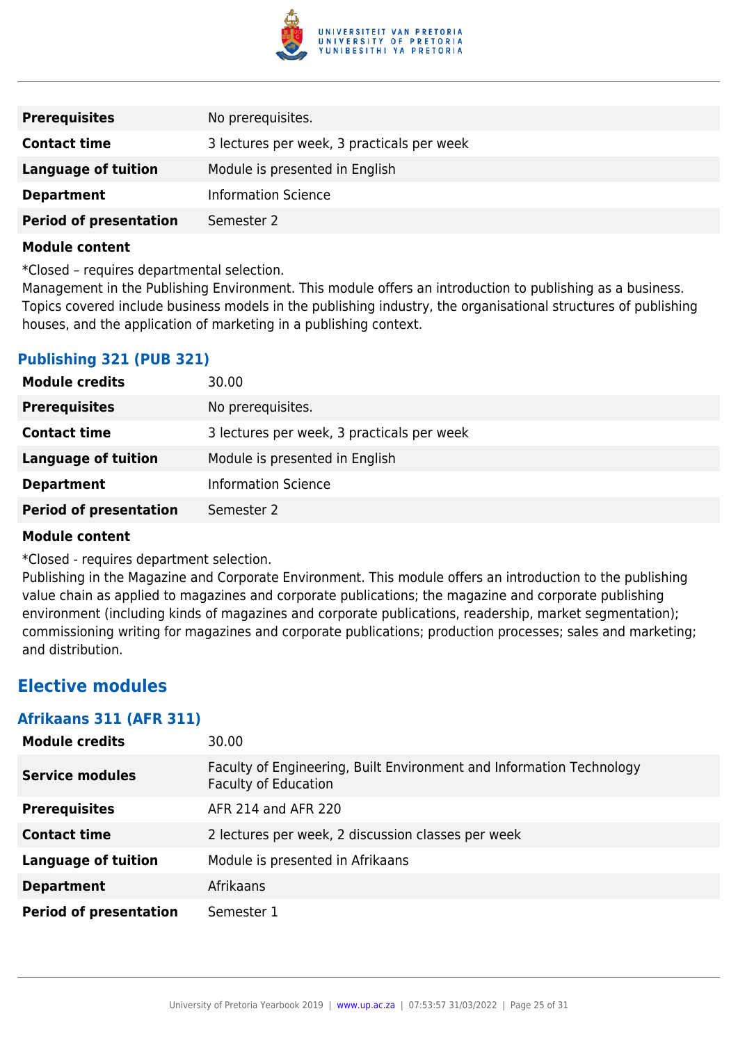| | |
|---|---|
| **Prerequisites** | No prerequisites. |
| **Contact time** | 3 lectures per week, 3 practicals per week |
| **Language of tuition** | Module is presented in English |
| **Department** | Information Science |
| **Period of presentation** | Semester 2 |

**Module content**

*Closed – requires departmental selection.
Management in the Publishing Environment. This module offers an introduction to publishing as a business. Topics covered include business models in the publishing industry, the organisational structures of publishing houses, and the application of marketing in a publishing context.

### Publishing 321 (PUB 321)

| | |
|---|---|
| **Module credits** | 30.00 |
| **Prerequisites** | No prerequisites. |
| **Contact time** | 3 lectures per week, 3 practicals per week |
| **Language of tuition** | Module is presented in English |
| **Department** | Information Science |
| **Period of presentation** | Semester 2 |

**Module content**

*Closed - requires department selection.
Publishing in the Magazine and Corporate Environment. This module offers an introduction to the publishing value chain as applied to magazines and corporate publications; the magazine and corporate publishing environment (including kinds of magazines and corporate publications, readership, market segmentation); commissioning writing for magazines and corporate publications; production processes; sales and marketing; and distribution.

## Elective modules

### Afrikaans 311 (AFR 311)

| | |
|---|---|
| **Module credits** | 30.00 |
| **Service modules** | Faculty of Engineering, Built Environment and Information Technology<br>Faculty of Education |
| **Prerequisites** | AFR 214 and AFR 220 |
| **Contact time** | 2 lectures per week, 2 discussion classes per week |
| **Language of tuition** | Module is presented in Afrikaans |
| **Department** | Afrikaans |
| **Period of presentation** | Semester 1 |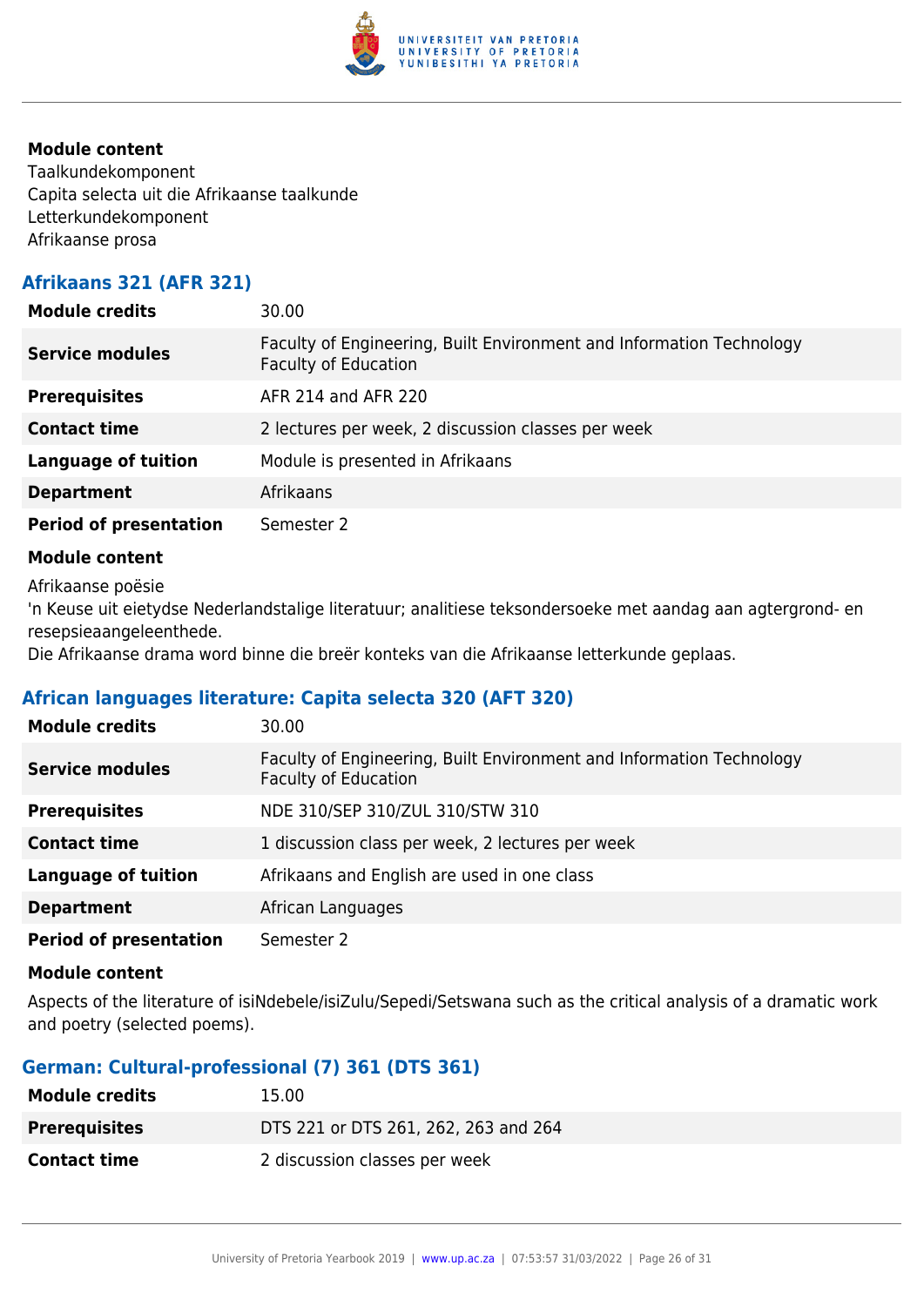**Module content**

Taalkundekomponent
Capita selecta uit die Afrikaanse taalkunde
Letterkundekomponent
Afrikaanse prosa

### Afrikaans 321 (AFR 321)

| | |
|---|---|
| **Module credits** | 30.00 |
| **Service modules** | Faculty of Engineering, Built Environment and Information Technology<br>Faculty of Education |
| **Prerequisites** | AFR 214 and AFR 220 |
| **Contact time** | 2 lectures per week, 2 discussion classes per week |
| **Language of tuition** | Module is presented in Afrikaans |
| **Department** | Afrikaans |
| **Period of presentation** | Semester 2 |

**Module content**

Afrikaanse poësie
'n Keuse uit eietydse Nederlandstalige literatuur; analitiese teksondersoeke met aandag aan agtergrond- en resepsieaangeleenthede.
Die Afrikaanse drama word binne die breër konteks van die Afrikaanse letterkunde geplaas.

### African languages literature: Capita selecta 320 (AFT 320)

| | |
|---|---|
| **Module credits** | 30.00 |
| **Service modules** | Faculty of Engineering, Built Environment and Information Technology<br>Faculty of Education |
| **Prerequisites** | NDE 310/SEP 310/ZUL 310/STW 310 |
| **Contact time** | 1 discussion class per week, 2 lectures per week |
| **Language of tuition** | Afrikaans and English are used in one class |
| **Department** | African Languages |
| **Period of presentation** | Semester 2 |

**Module content**

Aspects of the literature of isiNdebele/isiZulu/Sepedi/Setswana such as the critical analysis of a dramatic work and poetry (selected poems).

### German: Cultural-professional (7) 361 (DTS 361)

| | |
|---|---|
| **Module credits** | 15.00 |
| **Prerequisites** | DTS 221 or DTS 261, 262, 263 and 264 |
| **Contact time** | 2 discussion classes per week |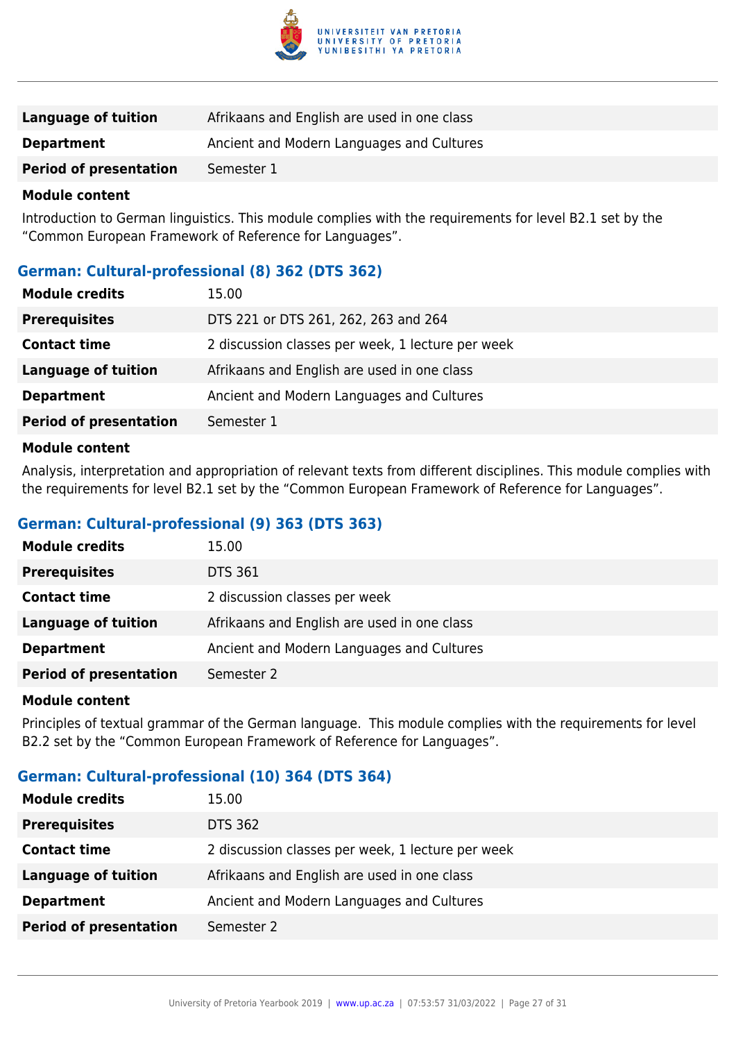| | |
|---|---|
| **Language of tuition** | Afrikaans and English are used in one class |
| **Department** | Ancient and Modern Languages and Cultures |
| **Period of presentation** | Semester 1 |

**Module content**

Introduction to German linguistics. This module complies with the requirements for level B2.1 set by the "Common European Framework of Reference for Languages".

### German: Cultural-professional (8) 362 (DTS 362)

| | |
|---|---|
| **Module credits** | 15.00 |
| **Prerequisites** | DTS 221 or DTS 261, 262, 263 and 264 |
| **Contact time** | 2 discussion classes per week, 1 lecture per week |
| **Language of tuition** | Afrikaans and English are used in one class |
| **Department** | Ancient and Modern Languages and Cultures |
| **Period of presentation** | Semester 1 |

**Module content**

Analysis, interpretation and appropriation of relevant texts from different disciplines. This module complies with the requirements for level B2.1 set by the "Common European Framework of Reference for Languages".

### German: Cultural-professional (9) 363 (DTS 363)

| | |
|---|---|
| **Module credits** | 15.00 |
| **Prerequisites** | DTS 361 |
| **Contact time** | 2 discussion classes per week |
| **Language of tuition** | Afrikaans and English are used in one class |
| **Department** | Ancient and Modern Languages and Cultures |
| **Period of presentation** | Semester 2 |

**Module content**

Principles of textual grammar of the German language. This module complies with the requirements for level B2.2 set by the "Common European Framework of Reference for Languages".

### German: Cultural-professional (10) 364 (DTS 364)

| | |
|---|---|
| **Module credits** | 15.00 |
| **Prerequisites** | DTS 362 |
| **Contact time** | 2 discussion classes per week, 1 lecture per week |
| **Language of tuition** | Afrikaans and English are used in one class |
| **Department** | Ancient and Modern Languages and Cultures |
| **Period of presentation** | Semester 2 |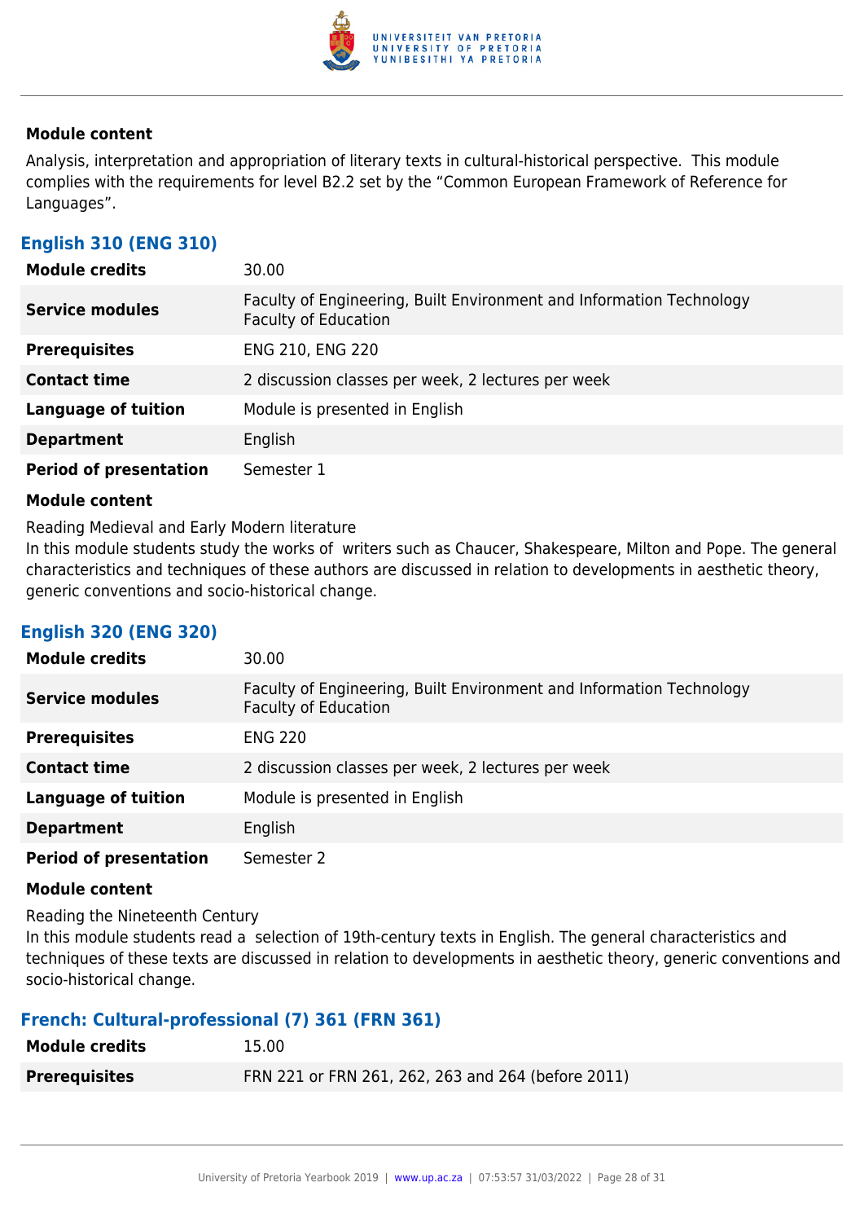#### Module content

Analysis, interpretation and appropriation of literary texts in cultural-historical perspective. This module complies with the requirements for level B2.2 set by the "Common European Framework of Reference for Languages".

### English 310 (ENG 310)

| | |
|---|---|
| **Module credits** | 30.00 |
| **Service modules** | Faculty of Engineering, Built Environment and Information Technology<br>Faculty of Education |
| **Prerequisites** | ENG 210, ENG 220 |
| **Contact time** | 2 discussion classes per week, 2 lectures per week |
| **Language of tuition** | Module is presented in English |
| **Department** | English |
| **Period of presentation** | Semester 1 |

#### Module content

Reading Medieval and Early Modern literature

In this module students study the works of writers such as Chaucer, Shakespeare, Milton and Pope. The general characteristics and techniques of these authors are discussed in relation to developments in aesthetic theory, generic conventions and socio-historical change.

### English 320 (ENG 320)

| | |
|---|---|
| **Module credits** | 30.00 |
| **Service modules** | Faculty of Engineering, Built Environment and Information Technology<br>Faculty of Education |
| **Prerequisites** | ENG 220 |
| **Contact time** | 2 discussion classes per week, 2 lectures per week |
| **Language of tuition** | Module is presented in English |
| **Department** | English |
| **Period of presentation** | Semester 2 |

#### Module content

Reading the Nineteenth Century

In this module students read a selection of 19th-century texts in English. The general characteristics and techniques of these texts are discussed in relation to developments in aesthetic theory, generic conventions and socio-historical change.

### French: Cultural-professional (7) 361 (FRN 361)

| | |
|---|---|
| **Module credits** | 15.00 |
| **Prerequisites** | FRN 221 or FRN 261, 262, 263 and 264 (before 2011) |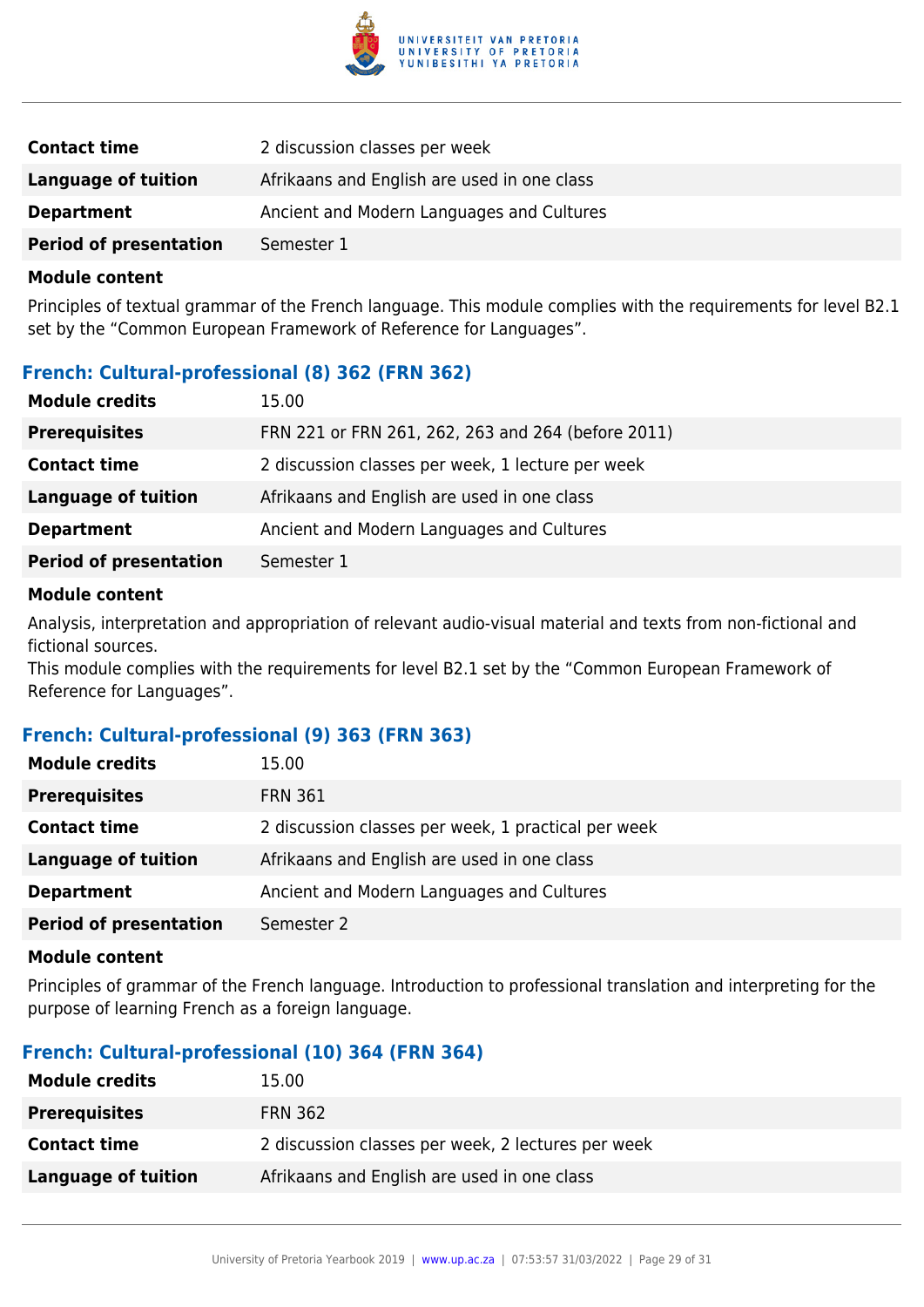| | |
|---|---|
| **Contact time** | 2 discussion classes per week |
| **Language of tuition** | Afrikaans and English are used in one class |
| **Department** | Ancient and Modern Languages and Cultures |
| **Period of presentation** | Semester 1 |

**Module content**

Principles of textual grammar of the French language. This module complies with the requirements for level B2.1 set by the “Common European Framework of Reference for Languages”.

### French: Cultural-professional (8) 362 (FRN 362)

| | |
|---|---|
| **Module credits** | 15.00 |
| **Prerequisites** | FRN 221 or FRN 261, 262, 263 and 264 (before 2011) |
| **Contact time** | 2 discussion classes per week, 1 lecture per week |
| **Language of tuition** | Afrikaans and English are used in one class |
| **Department** | Ancient and Modern Languages and Cultures |
| **Period of presentation** | Semester 1 |

**Module content**

Analysis, interpretation and appropriation of relevant audio-visual material and texts from non-fictional and fictional sources.
This module complies with the requirements for level B2.1 set by the “Common European Framework of Reference for Languages”.

### French: Cultural-professional (9) 363 (FRN 363)

| | |
|---|---|
| **Module credits** | 15.00 |
| **Prerequisites** | FRN 361 |
| **Contact time** | 2 discussion classes per week, 1 practical per week |
| **Language of tuition** | Afrikaans and English are used in one class |
| **Department** | Ancient and Modern Languages and Cultures |
| **Period of presentation** | Semester 2 |

**Module content**

Principles of grammar of the French language. Introduction to professional translation and interpreting for the purpose of learning French as a foreign language.

### French: Cultural-professional (10) 364 (FRN 364)

| | |
|---|---|
| **Module credits** | 15.00 |
| **Prerequisites** | FRN 362 |
| **Contact time** | 2 discussion classes per week, 2 lectures per week |
| **Language of tuition** | Afrikaans and English are used in one class |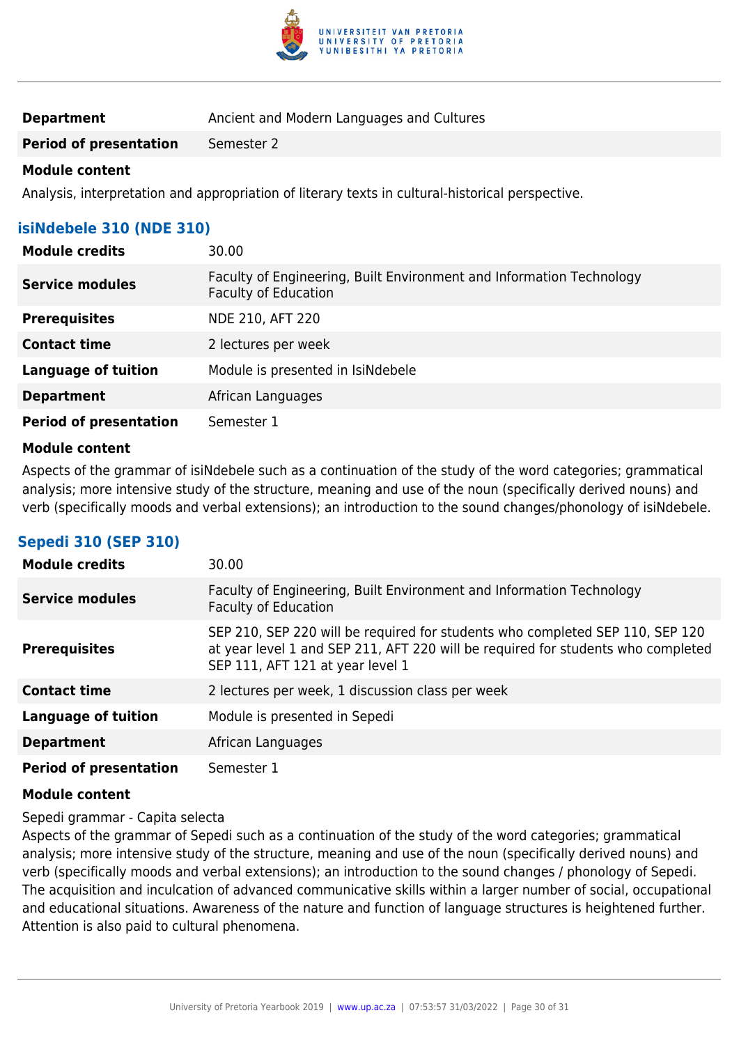| | |
|---|---|
| **Department** | Ancient and Modern Languages and Cultures |
| **Period of presentation** | Semester 2 |

**Module content**

Analysis, interpretation and appropriation of literary texts in cultural-historical perspective.

### isiNdebele 310 (NDE 310)

| | |
|---|---|
| **Module credits** | 30.00 |
| **Service modules** | Faculty of Engineering, Built Environment and Information Technology<br>Faculty of Education |
| **Prerequisites** | NDE 210, AFT 220 |
| **Contact time** | 2 lectures per week |
| **Language of tuition** | Module is presented in IsiNdebele |
| **Department** | African Languages |
| **Period of presentation** | Semester 1 |

**Module content**

Aspects of the grammar of isiNdebele such as a continuation of the study of the word categories; grammatical analysis; more intensive study of the structure, meaning and use of the noun (specifically derived nouns) and verb (specifically moods and verbal extensions); an introduction to the sound changes/phonology of isiNdebele.

### Sepedi 310 (SEP 310)

| | |
|---|---|
| **Module credits** | 30.00 |
| **Service modules** | Faculty of Engineering, Built Environment and Information Technology<br>Faculty of Education |
| **Prerequisites** | SEP 210, SEP 220 will be required for students who completed SEP 110, SEP 120 at year level 1 and SEP 211, AFT 220 will be required for students who completed SEP 111, AFT 121 at year level 1 |
| **Contact time** | 2 lectures per week, 1 discussion class per week |
| **Language of tuition** | Module is presented in Sepedi |
| **Department** | African Languages |
| **Period of presentation** | Semester 1 |

**Module content**

Sepedi grammar - Capita selecta

Aspects of the grammar of Sepedi such as a continuation of the study of the word categories; grammatical analysis; more intensive study of the structure, meaning and use of the noun (specifically derived nouns) and verb (specifically moods and verbal extensions); an introduction to the sound changes / phonology of Sepedi. The acquisition and inculcation of advanced communicative skills within a larger number of social, occupational and educational situations. Awareness of the nature and function of language structures is heightened further. Attention is also paid to cultural phenomena.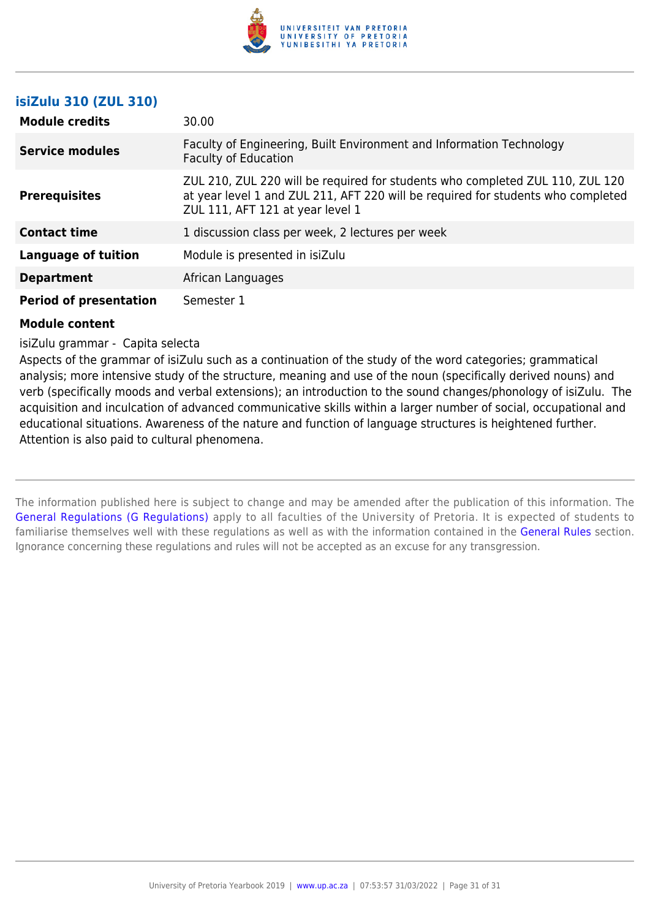### isiZulu 310 (ZUL 310)

| | |
|---|---|
| **Module credits** | 30.00 |
| **Service modules** | Faculty of Engineering, Built Environment and Information Technology<br>Faculty of Education |
| **Prerequisites** | ZUL 210, ZUL 220 will be required for students who completed ZUL 110, ZUL 120 at year level 1 and ZUL 211, AFT 220 will be required for students who completed ZUL 111, AFT 121 at year level 1 |
| **Contact time** | 1 discussion class per week, 2 lectures per week |
| **Language of tuition** | Module is presented in isiZulu |
| **Department** | African Languages |
| **Period of presentation** | Semester 1 |

**Module content**

isiZulu grammar - Capita selecta

Aspects of the grammar of isiZulu such as a continuation of the study of the word categories; grammatical analysis; more intensive study of the structure, meaning and use of the noun (specifically derived nouns) and verb (specifically moods and verbal extensions); an introduction to the sound changes/phonology of isiZulu. The acquisition and inculcation of advanced communicative skills within a larger number of social, occupational and educational situations. Awareness of the nature and function of language structures is heightened further. Attention is also paid to cultural phenomena.

The information published here is subject to change and may be amended after the publication of this information. The General Regulations (G Regulations) apply to all faculties of the University of Pretoria. It is expected of students to familiarise themselves well with these regulations as well as with the information contained in the General Rules section. Ignorance concerning these regulations and rules will not be accepted as an excuse for any transgression.